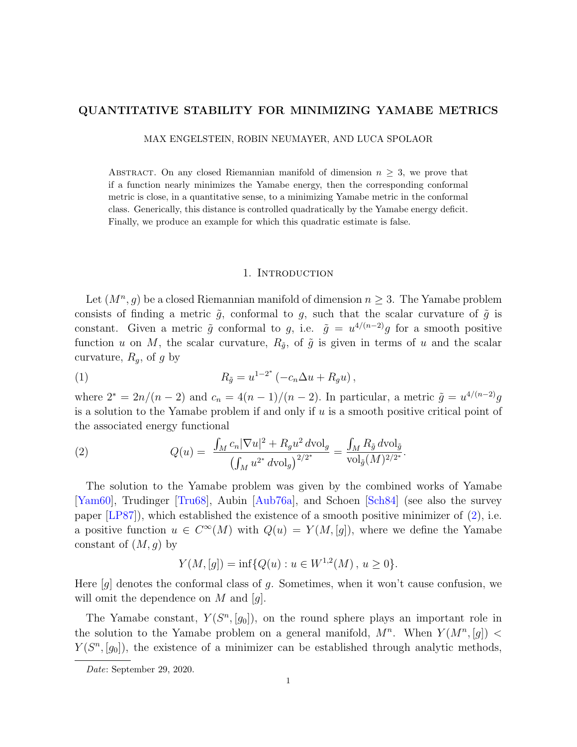# QUANTITATIVE STABILITY FOR MINIMIZING YAMABE METRICS

MAX ENGELSTEIN, ROBIN NEUMAYER, AND LUCA SPOLAOR

Abstract. On any closed Riemannian manifold of dimension $n \geq 3$, we prove that if a function nearly minimizes the Yamabe energy, then the corresponding conformal metric is close, in a quantitative sense, to a minimizing Yamabe metric in the conformal class. Generically, this distance is controlled quadratically by the Yamabe energy deficit. Finally, we produce an example for which this quadratic estimate is false.

## 1. Introduction

Let $(M^n, g)$ be a closed Riemannian manifold of dimension $n \geq 3$. The Yamabe problem consists of finding a metric $\tilde{g}$, conformal to $g$, such that the scalar curvature of $\tilde{g}$ is constant. Given a metric $\tilde{g}$ conformal to $g$, i.e. $\tilde{g} = u^{4/(n-2)}g$ for a smooth positive function $u$ on $M$, the scalar curvature, $R_{\tilde{g}}$, of $\tilde{g}$ is given in terms of $u$ and the scalar curvature, $R_g$, of $g$ by

$$R_{\tilde{g}} = u^{1-2^*}\left(-c_n \Delta u + R_g u\right), \tag{1}$$

where $2^* = 2n/(n-2)$ and $c_n = 4(n-1)/(n-2)$. In particular, a metric $\tilde{g} = u^{4/(n-2)}g$ is a solution to the Yamabe problem if and only if $u$ is a smooth positive critical point of the associated energy functional

$$Q(u) = \frac{\int_M c_n |\nabla u|^2 + R_g u^2 \, d\mathrm{vol}_g}{\left(\int_M u^{2^*} \, d\mathrm{vol}_g\right)^{2/2^*}} = \frac{\int_M R_{\tilde{g}} \, d\mathrm{vol}_{\tilde{g}}}{\mathrm{vol}_{\tilde{g}}(M)^{2/2^*}}. \tag{2}$$

The solution to the Yamabe problem was given by the combined works of Yamabe [Yam60], Trudinger [Tru68], Aubin [Aub76a], and Schoen [Sch84] (see also the survey paper [LP87]), which established the existence of a smooth positive minimizer of (2), i.e. a positive function $u \in C^\infty(M)$ with $Q(u) = Y(M, [g])$, where we define the Yamabe constant of $(M, g)$ by

$$Y(M, [g]) = \inf\{Q(u) : u \in W^{1,2}(M), \, u \geq 0\}.$$

Here $[g]$ denotes the conformal class of $g$. Sometimes, when it won't cause confusion, we will omit the dependence on $M$ and $[g]$.

The Yamabe constant, $Y(S^n, [g_0])$, on the round sphere plays an important role in the solution to the Yamabe problem on a general manifold, $M^n$. When $Y(M^n, [g]) < Y(S^n, [g_0])$, the existence of a minimizer can be established through analytic methods,

*Date*: September 29, 2020.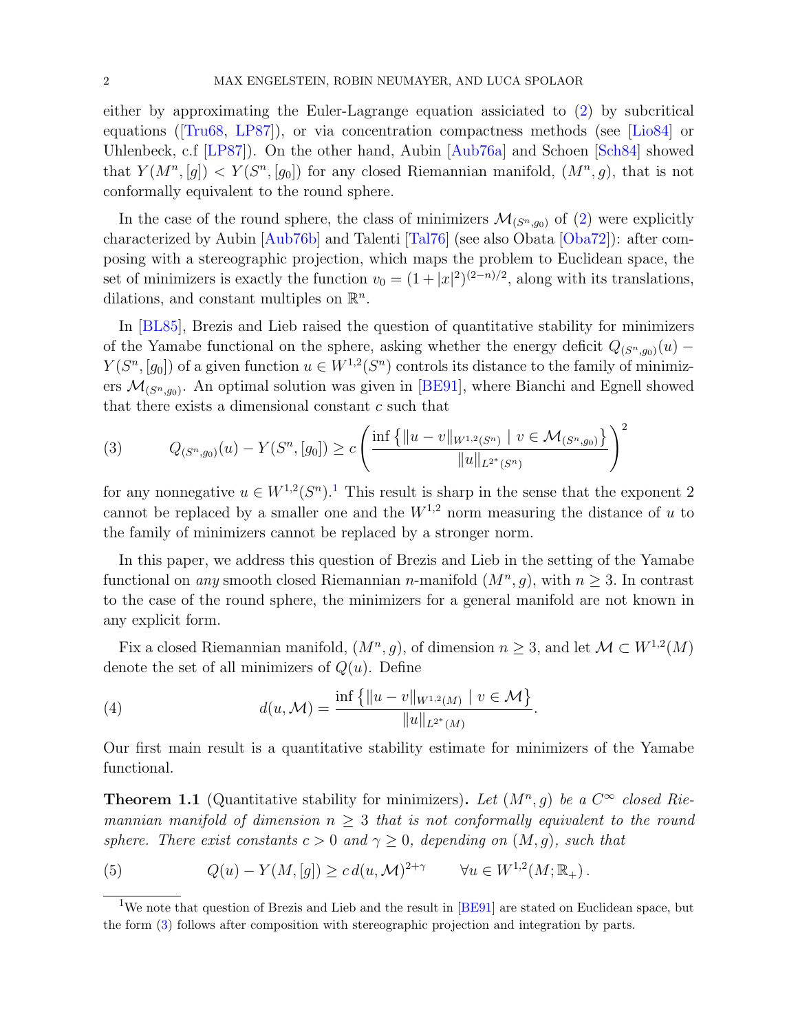either by approximating the Euler-Lagrange equation assiciated to (2) by subcritical equations ([Tru68, LP87]), or via concentration compactness methods (see [Lio84] or Uhlenbeck, c.f [LP87]). On the other hand, Aubin [Aub76a] and Schoen [Sch84] showed that $Y(M^n,[g]) < Y(S^n,[g_0])$ for any closed Riemannian manifold, $(M^n, g)$, that is not conformally equivalent to the round sphere.

In the case of the round sphere, the class of minimizers $\mathcal{M}_{(S^n,g_0)}$ of (2) were explicitly characterized by Aubin [Aub76b] and Talenti [Tal76] (see also Obata [Oba72]): after composing with a stereographic projection, which maps the problem to Euclidean space, the set of minimizers is exactly the function $v_0 = (1+|x|^2)^{(2-n)/2}$, along with its translations, dilations, and constant multiples on $\mathbb{R}^n$.

In [BL85], Brezis and Lieb raised the question of quantitative stability for minimizers of the Yamabe functional on the sphere, asking whether the energy deficit $Q_{(S^n,g_0)}(u) - Y(S^n,[g_0])$ of a given function $u \in W^{1,2}(S^n)$ controls its distance to the family of minimizers $\mathcal{M}_{(S^n,g_0)}$. An optimal solution was given in [BE91], where Bianchi and Egnell showed that there exists a dimensional constant $c$ such that

$$
Q_{(S^n,g_0)}(u) - Y(S^n,[g_0]) \geq c \left( \frac{\inf\left\{ \|u-v\|_{W^{1,2}(S^n)} \mid v \in \mathcal{M}_{(S^n,g_0)} \right\}}{\|u\|_{L^{2^*}(S^n)}} \right)^2 \tag{3}
$$

for any nonnegative $u \in W^{1,2}(S^n)$.[1] This result is sharp in the sense that the exponent 2 cannot be replaced by a smaller one and the $W^{1,2}$ norm measuring the distance of $u$ to the family of minimizers cannot be replaced by a stronger norm.

In this paper, we address this question of Brezis and Lieb in the setting of the Yamabe functional on *any* smooth closed Riemannian $n$-manifold $(M^n, g)$, with $n \geq 3$. In contrast to the case of the round sphere, the minimizers for a general manifold are not known in any explicit form.

Fix a closed Riemannian manifold, $(M^n, g)$, of dimension $n \geq 3$, and let $\mathcal{M} \subset W^{1,2}(M)$ denote the set of all minimizers of $Q(u)$. Define

$$
d(u,\mathcal{M}) = \frac{\inf\left\{ \|u-v\|_{W^{1,2}(M)} \mid v \in \mathcal{M} \right\}}{\|u\|_{L^{2^*}(M)}}. \tag{4}
$$

Our first main result is a quantitative stability estimate for minimizers of the Yamabe functional.

**Theorem 1.1** (Quantitative stability for minimizers)**.** *Let $(M^n, g)$ be a $C^\infty$ closed Riemannian manifold of dimension $n \geq 3$ that is not conformally equivalent to the round sphere. There exist constants $c > 0$ and $\gamma \geq 0$, depending on $(M, g)$, such that*

$$
Q(u) - Y(M,[g]) \geq c\, d(u,\mathcal{M})^{2+\gamma} \qquad \forall u \in W^{1,2}(M;\mathbb{R}_+)\,. \tag{5}
$$

[1] We note that question of Brezis and Lieb and the result in [BE91] are stated on Euclidean space, but the form (3) follows after composition with stereographic projection and integration by parts.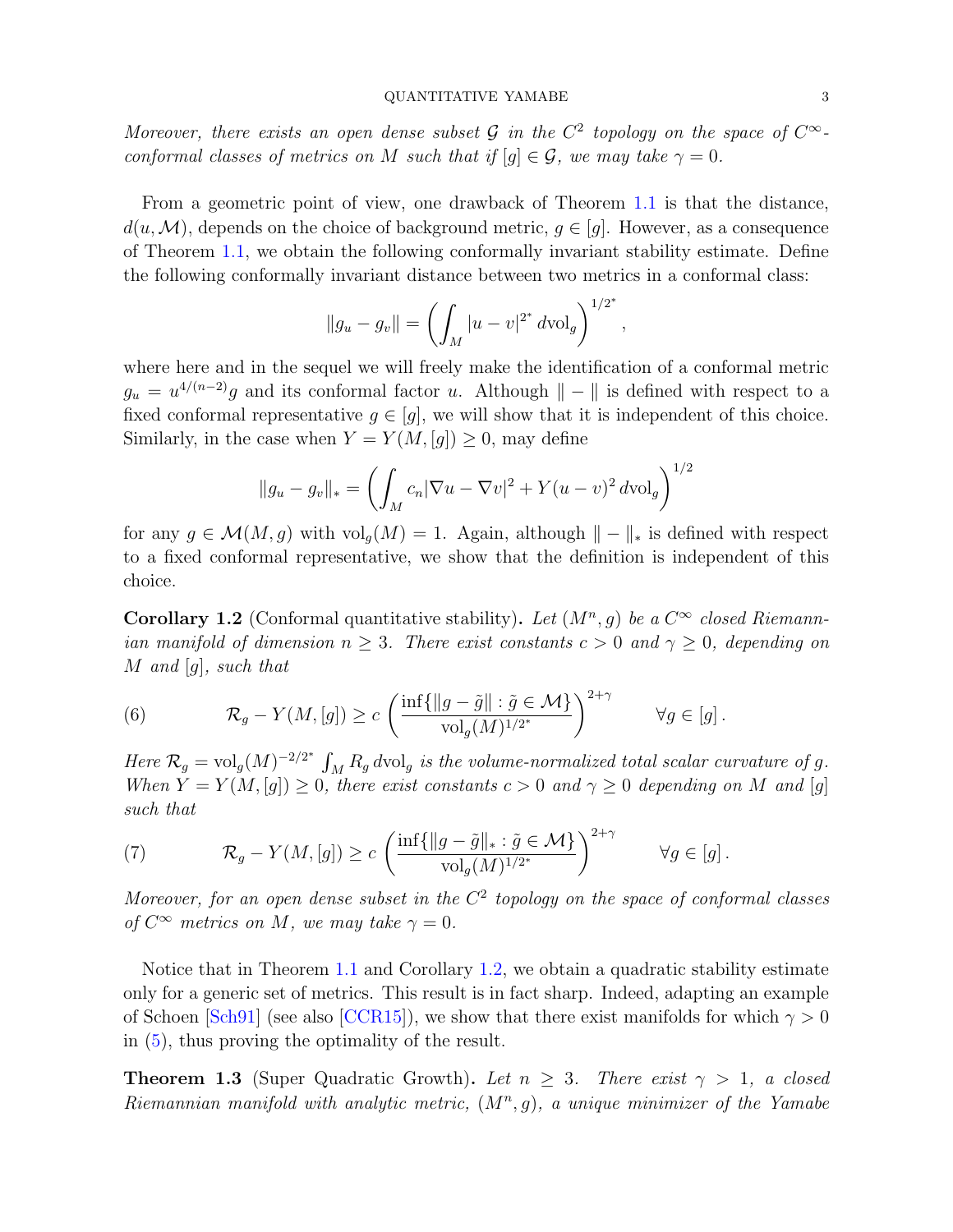*Moreover, there exists an open dense subset $\mathcal{G}$ in the $C^2$ topology on the space of $C^\infty$-conformal classes of metrics on $M$ such that if $[g] \in \mathcal{G}$, we may take $\gamma = 0$.*

From a geometric point of view, one drawback of Theorem 1.1 is that the distance, $d(u, \mathcal{M})$, depends on the choice of background metric, $g \in [g]$. However, as a consequence of Theorem 1.1, we obtain the following conformally invariant stability estimate. Define the following conformally invariant distance between two metrics in a conformal class:

$$\|g_u - g_v\| = \left( \int_M |u - v|^{2^*} \, d\mathrm{vol}_g \right)^{1/2^*},$$

where here and in the sequel we will freely make the identification of a conformal metric $g_u = u^{4/(n-2)} g$ and its conformal factor $u$. Although $\| - \|$ is defined with respect to a fixed conformal representative $g \in [g]$, we will show that it is independent of this choice. Similarly, in the case when $Y = Y(M, [g]) \geq 0$, may define

$$\|g_u - g_v\|_* = \left( \int_M c_n |\nabla u - \nabla v|^2 + Y(u - v)^2 \, d\mathrm{vol}_g \right)^{1/2}$$

for any $g \in \mathcal{M}(M, g)$ with $\mathrm{vol}_g(M) = 1$. Again, although $\| - \|_*$ is defined with respect to a fixed conformal representative, we show that the definition is independent of this choice.

**Corollary 1.2** (Conformal quantitative stability)**.** *Let $(M^n, g)$ be a $C^\infty$ closed Riemannian manifold of dimension $n \geq 3$. There exist constants $c > 0$ and $\gamma \geq 0$, depending on $M$ and $[g]$, such that*

$$\mathcal{R}_g - Y(M, [g]) \geq c \left( \frac{\inf\{\|g - \tilde{g}\| : \tilde{g} \in \mathcal{M}\}}{\mathrm{vol}_g(M)^{1/2^*}} \right)^{2+\gamma} \qquad \forall g \in [g]\,. \tag{6}$$

*Here $\mathcal{R}_g = \mathrm{vol}_g(M)^{-2/2^*} \int_M R_g \, d\mathrm{vol}_g$ is the volume-normalized total scalar curvature of $g$. When $Y = Y(M, [g]) \geq 0$, there exist constants $c > 0$ and $\gamma \geq 0$ depending on $M$ and $[g]$ such that*

$$\mathcal{R}_g - Y(M, [g]) \geq c \left( \frac{\inf\{\|g - \tilde{g}\|_* : \tilde{g} \in \mathcal{M}\}}{\mathrm{vol}_g(M)^{1/2^*}} \right)^{2+\gamma} \qquad \forall g \in [g]\,. \tag{7}$$

*Moreover, for an open dense subset in the $C^2$ topology on the space of conformal classes of $C^\infty$ metrics on $M$, we may take $\gamma = 0$.*

Notice that in Theorem 1.1 and Corollary 1.2, we obtain a quadratic stability estimate only for a generic set of metrics. This result is in fact sharp. Indeed, adapting an example of Schoen [Sch91] (see also [CCR15]), we show that there exist manifolds for which $\gamma > 0$ in (5), thus proving the optimality of the result.

**Theorem 1.3** (Super Quadratic Growth)**.** *Let $n \geq 3$. There exist $\gamma > 1$, a closed Riemannian manifold with analytic metric, $(M^n, g)$, a unique minimizer of the Yamabe*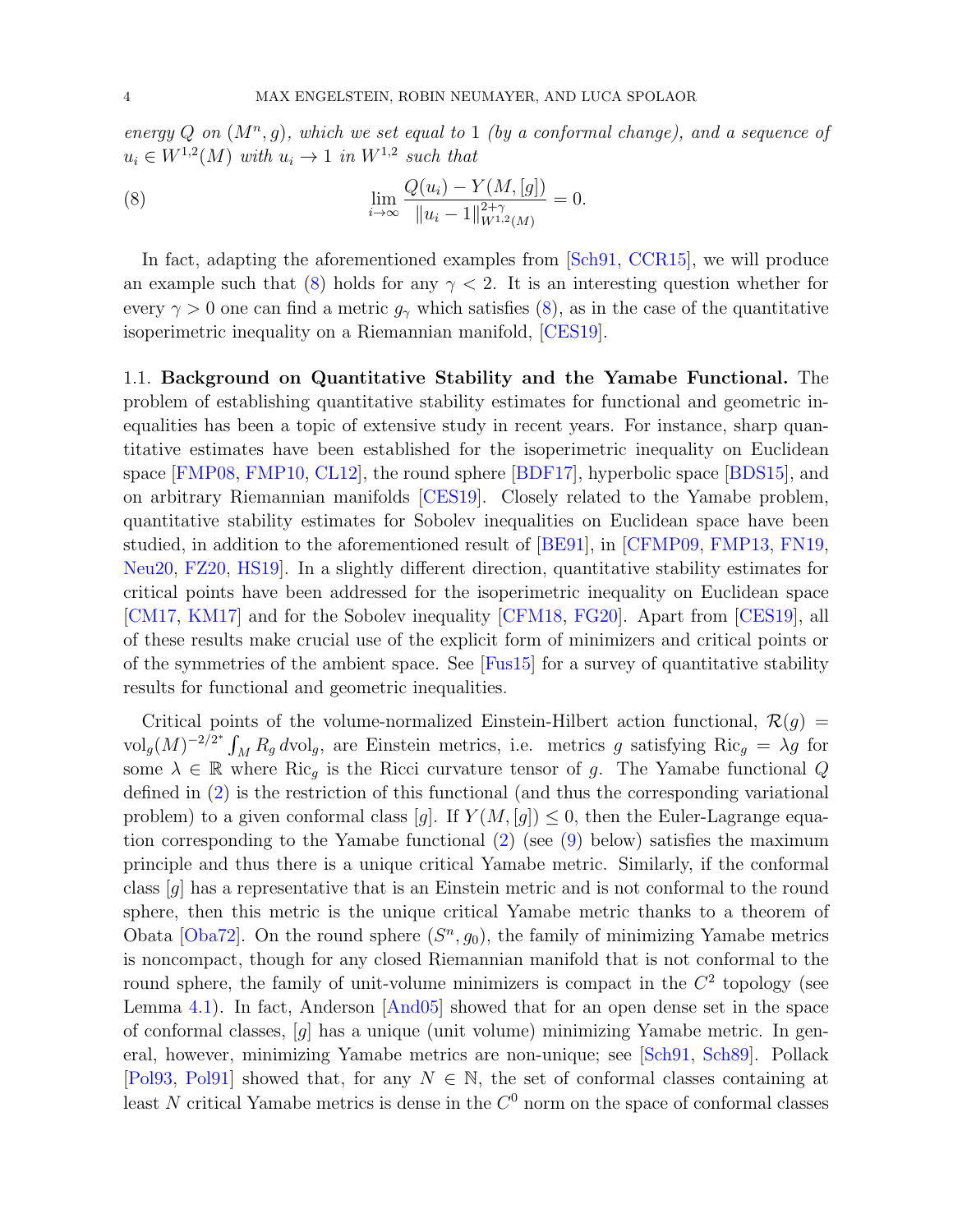*energy $Q$ on $(M^n, g)$, which we set equal to 1 (by a conformal change), and a sequence of $u_i \in W^{1,2}(M)$ with $u_i \to 1$ in $W^{1,2}$ such that*

$$\lim_{i\to\infty} \frac{Q(u_i) - Y(M,[g])}{\|u_i - 1\|^{2+\gamma}_{W^{1,2}(M)}} = 0. \tag{8}$$

In fact, adapting the aforementioned examples from [Sch91, CCR15], we will produce an example such that (8) holds for any $\gamma < 2$. It is an interesting question whether for every $\gamma > 0$ one can find a metric $g_\gamma$ which satisfies (8), as in the case of the quantitative isoperimetric inequality on a Riemannian manifold, [CES19].

## 1.1. Background on Quantitative Stability and the Yamabe Functional.

The problem of establishing quantitative stability estimates for functional and geometric inequalities has been a topic of extensive study in recent years. For instance, sharp quantitative estimates have been established for the isoperimetric inequality on Euclidean space [FMP08, FMP10, CL12], the round sphere [BDF17], hyperbolic space [BDS15], and on arbitrary Riemannian manifolds [CES19]. Closely related to the Yamabe problem, quantitative stability estimates for Sobolev inequalities on Euclidean space have been studied, in addition to the aforementioned result of [BE91], in [CFMP09, FMP13, FN19, Neu20, FZ20, HS19]. In a slightly different direction, quantitative stability estimates for critical points have been addressed for the isoperimetric inequality on Euclidean space [CM17, KM17] and for the Sobolev inequality [CFM18, FG20]. Apart from [CES19], all of these results make crucial use of the explicit form of minimizers and critical points or of the symmetries of the ambient space. See [Fus15] for a survey of quantitative stability results for functional and geometric inequalities.

Critical points of the volume-normalized Einstein-Hilbert action functional, $\mathcal{R}(g) = \mathrm{vol}_g(M)^{-2/2^*} \int_M R_g \, d\mathrm{vol}_g$, are Einstein metrics, i.e. metrics $g$ satisfying $\mathrm{Ric}_g = \lambda g$ for some $\lambda \in \mathbb{R}$ where $\mathrm{Ric}_g$ is the Ricci curvature tensor of $g$. The Yamabe functional $Q$ defined in (2) is the restriction of this functional (and thus the corresponding variational problem) to a given conformal class $[g]$. If $Y(M,[g]) \leq 0$, then the Euler-Lagrange equation corresponding to the Yamabe functional (2) (see (9) below) satisfies the maximum principle and thus there is a unique critical Yamabe metric. Similarly, if the conformal class $[g]$ has a representative that is an Einstein metric and is not conformal to the round sphere, then this metric is the unique critical Yamabe metric thanks to a theorem of Obata [Oba72]. On the round sphere $(S^n, g_0)$, the family of minimizing Yamabe metrics is noncompact, though for any closed Riemannian manifold that is not conformal to the round sphere, the family of unit-volume minimizers is compact in the $C^2$ topology (see Lemma 4.1). In fact, Anderson [And05] showed that for an open dense set in the space of conformal classes, $[g]$ has a unique (unit volume) minimizing Yamabe metric. In general, however, minimizing Yamabe metrics are non-unique; see [Sch91, Sch89]. Pollack [Pol93, Pol91] showed that, for any $N \in \mathbb{N}$, the set of conformal classes containing at least $N$ critical Yamabe metrics is dense in the $C^0$ norm on the space of conformal classes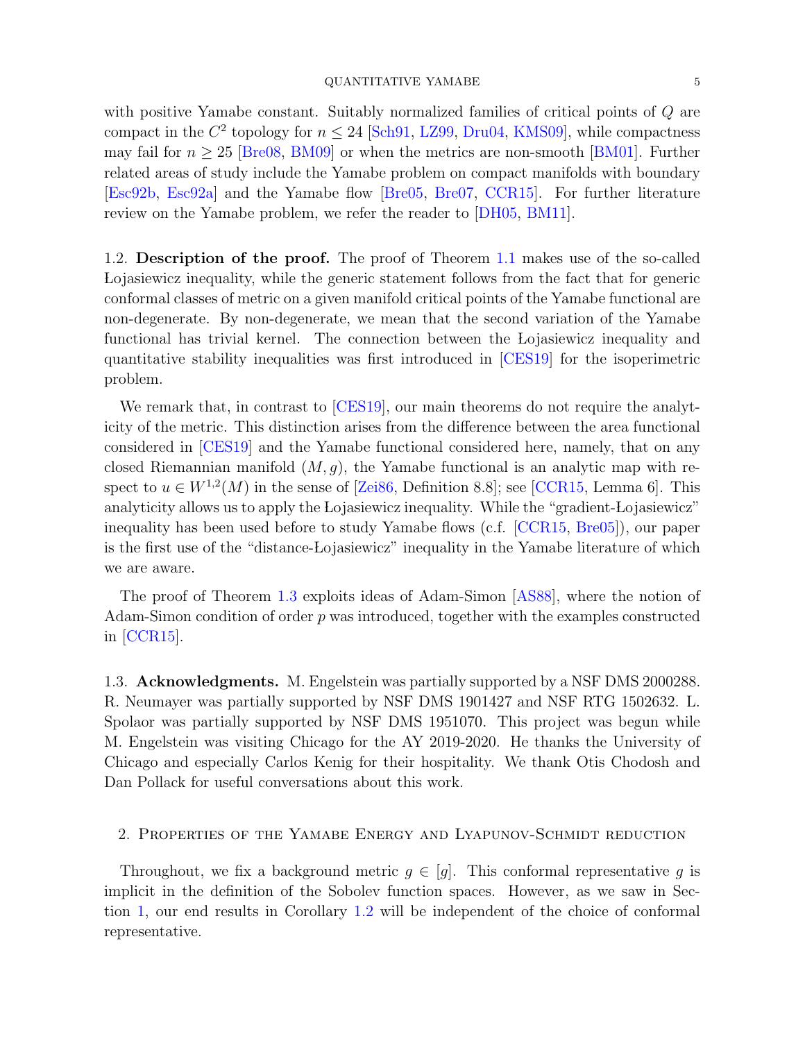with positive Yamabe constant. Suitably normalized families of critical points of $Q$ are compact in the $C^2$ topology for $n \leq 24$ [Sch91, LZ99, Dru04, KMS09], while compactness may fail for $n \geq 25$ [Bre08, BM09] or when the metrics are non-smooth [BM01]. Further related areas of study include the Yamabe problem on compact manifolds with boundary [Esc92b, Esc92a] and the Yamabe flow [Bre05, Bre07, CCR15]. For further literature review on the Yamabe problem, we refer the reader to [DH05, BM11].

1.2. **Description of the proof.** The proof of Theorem 1.1 makes use of the so-called Łojasiewicz inequality, while the generic statement follows from the fact that for generic conformal classes of metric on a given manifold critical points of the Yamabe functional are non-degenerate. By non-degenerate, we mean that the second variation of the Yamabe functional has trivial kernel. The connection between the Łojasiewicz inequality and quantitative stability inequalities was first introduced in [CES19] for the isoperimetric problem.

We remark that, in contrast to [CES19], our main theorems do not require the analyticity of the metric. This distinction arises from the difference between the area functional considered in [CES19] and the Yamabe functional considered here, namely, that on any closed Riemannian manifold $(M, g)$, the Yamabe functional is an analytic map with respect to $u \in W^{1,2}(M)$ in the sense of [Zei86, Definition 8.8]; see [CCR15, Lemma 6]. This analyticity allows us to apply the Łojasiewicz inequality. While the "gradient-Łojasiewicz" inequality has been used before to study Yamabe flows (c.f. [CCR15, Bre05]), our paper is the first use of the "distance-Łojasiewicz" inequality in the Yamabe literature of which we are aware.

The proof of Theorem 1.3 exploits ideas of Adam-Simon [AS88], where the notion of Adam-Simon condition of order $p$ was introduced, together with the examples constructed in [CCR15].

1.3. **Acknowledgments.** M. Engelstein was partially supported by a NSF DMS 2000288. R. Neumayer was partially supported by NSF DMS 1901427 and NSF RTG 1502632. L. Spolaor was partially supported by NSF DMS 1951070. This project was begun while M. Engelstein was visiting Chicago for the AY 2019-2020. He thanks the University of Chicago and especially Carlos Kenig for their hospitality. We thank Otis Chodosh and Dan Pollack for useful conversations about this work.

## 2. Properties of the Yamabe Energy and Lyapunov-Schmidt reduction

Throughout, we fix a background metric $g \in [g]$. This conformal representative $g$ is implicit in the definition of the Sobolev function spaces. However, as we saw in Section 1, our end results in Corollary 1.2 will be independent of the choice of conformal representative.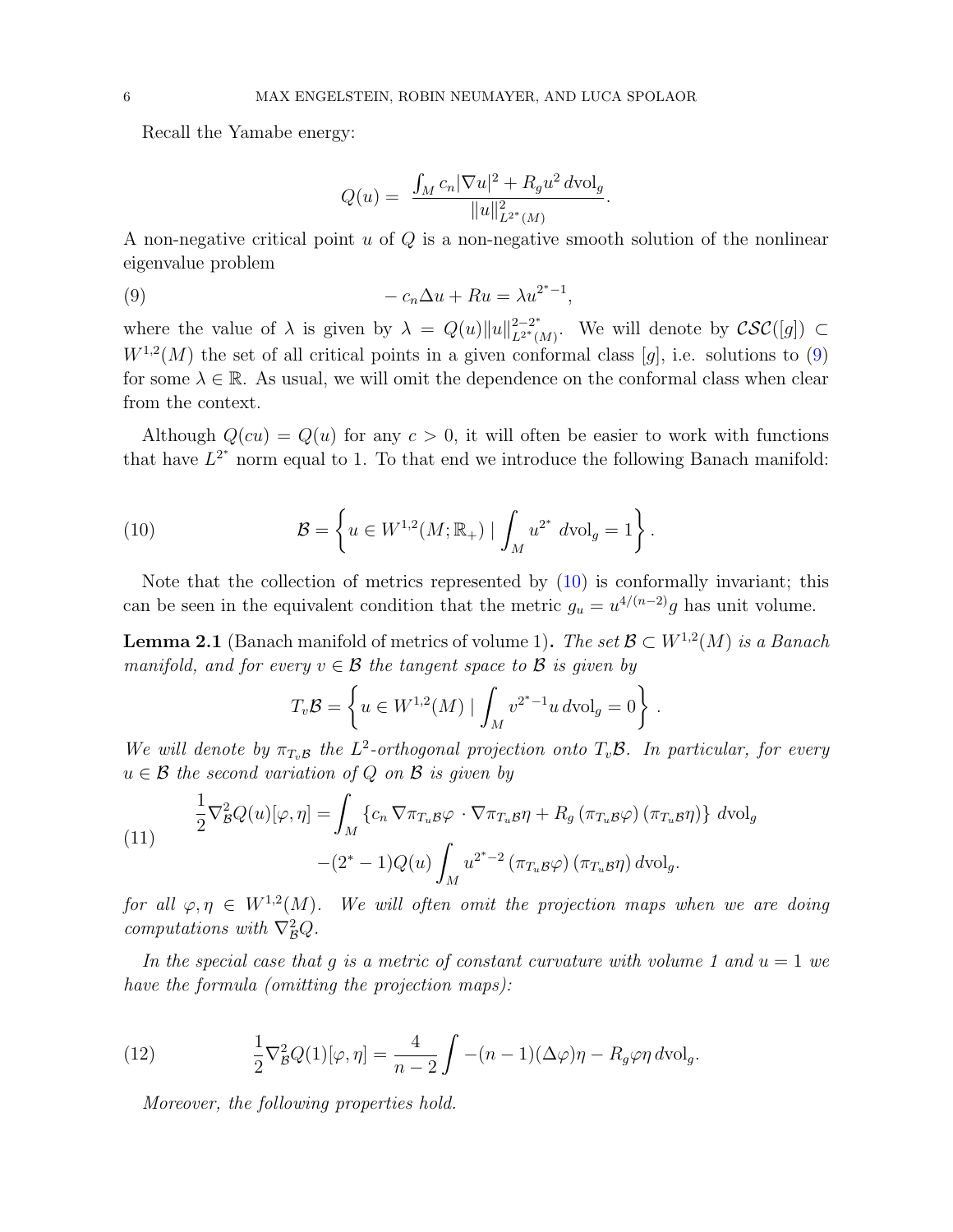Recall the Yamabe energy:

$$Q(u) = \frac{\int_M c_n |\nabla u|^2 + R_g u^2 \, d\mathrm{vol}_g}{\|u\|^2_{L^{2^*}(M)}}.$$

A non-negative critical point $u$ of $Q$ is a non-negative smooth solution of the nonlinear eigenvalue problem

$$-c_n \Delta u + R u = \lambda u^{2^*-1}, \tag{9}$$

where the value of $\lambda$ is given by $\lambda = Q(u)\|u\|^{2-2^*}_{L^{2^*}(M)}$. We will denote by $\mathcal{CSC}([g]) \subset W^{1,2}(M)$ the set of all critical points in a given conformal class $[g]$, i.e. solutions to (9) for some $\lambda \in \mathbb{R}$. As usual, we will omit the dependence on the conformal class when clear from the context.

Although $Q(cu) = Q(u)$ for any $c > 0$, it will often be easier to work with functions that have $L^{2^*}$ norm equal to 1. To that end we introduce the following Banach manifold:

$$\mathcal{B} = \left\{ u \in W^{1,2}(M; \mathbb{R}_+) \mid \int_M u^{2^*} \, d\mathrm{vol}_g = 1 \right\}. \tag{10}$$

Note that the collection of metrics represented by (10) is conformally invariant; this can be seen in the equivalent condition that the metric $g_u = u^{4/(n-2)} g$ has unit volume.

**Lemma 2.1** (Banach manifold of metrics of volume 1)**.** *The set $\mathcal{B} \subset W^{1,2}(M)$ is a Banach manifold, and for every $v \in \mathcal{B}$ the tangent space to $\mathcal{B}$ is given by*

$$T_v \mathcal{B} = \left\{ u \in W^{1,2}(M) \mid \int_M v^{2^*-1} u \, d\mathrm{vol}_g = 0 \right\}.$$

*We will denote by $\pi_{T_v\mathcal{B}}$ the $L^2$-orthogonal projection onto $T_v\mathcal{B}$. In particular, for every $u \in \mathcal{B}$ the second variation of $Q$ on $\mathcal{B}$ is given by*

$$\begin{aligned} \frac{1}{2}\nabla^2_{\mathcal{B}} Q(u)[\varphi, \eta] = &\int_M \left\{ c_n \nabla \pi_{T_u\mathcal{B}}\varphi \cdot \nabla \pi_{T_u\mathcal{B}}\eta + R_g \left(\pi_{T_u\mathcal{B}}\varphi\right)\left(\pi_{T_u\mathcal{B}}\eta\right) \right\} d\mathrm{vol}_g \\ &- (2^*-1) Q(u) \int_M u^{2^*-2} \left(\pi_{T_u\mathcal{B}}\varphi\right)\left(\pi_{T_u\mathcal{B}}\eta\right) d\mathrm{vol}_g. \end{aligned} \tag{11}$$

*for all $\varphi, \eta \in W^{1,2}(M)$. We will often omit the projection maps when we are doing computations with $\nabla^2_{\mathcal{B}} Q$.*

*In the special case that $g$ is a metric of constant curvature with volume 1 and $u = 1$ we have the formula (omitting the projection maps):*

$$\frac{1}{2}\nabla^2_{\mathcal{B}} Q(1)[\varphi, \eta] = \frac{4}{n-2}\int -(n-1)(\Delta\varphi)\eta - R_g \varphi \eta \, d\mathrm{vol}_g. \tag{12}$$

*Moreover, the following properties hold.*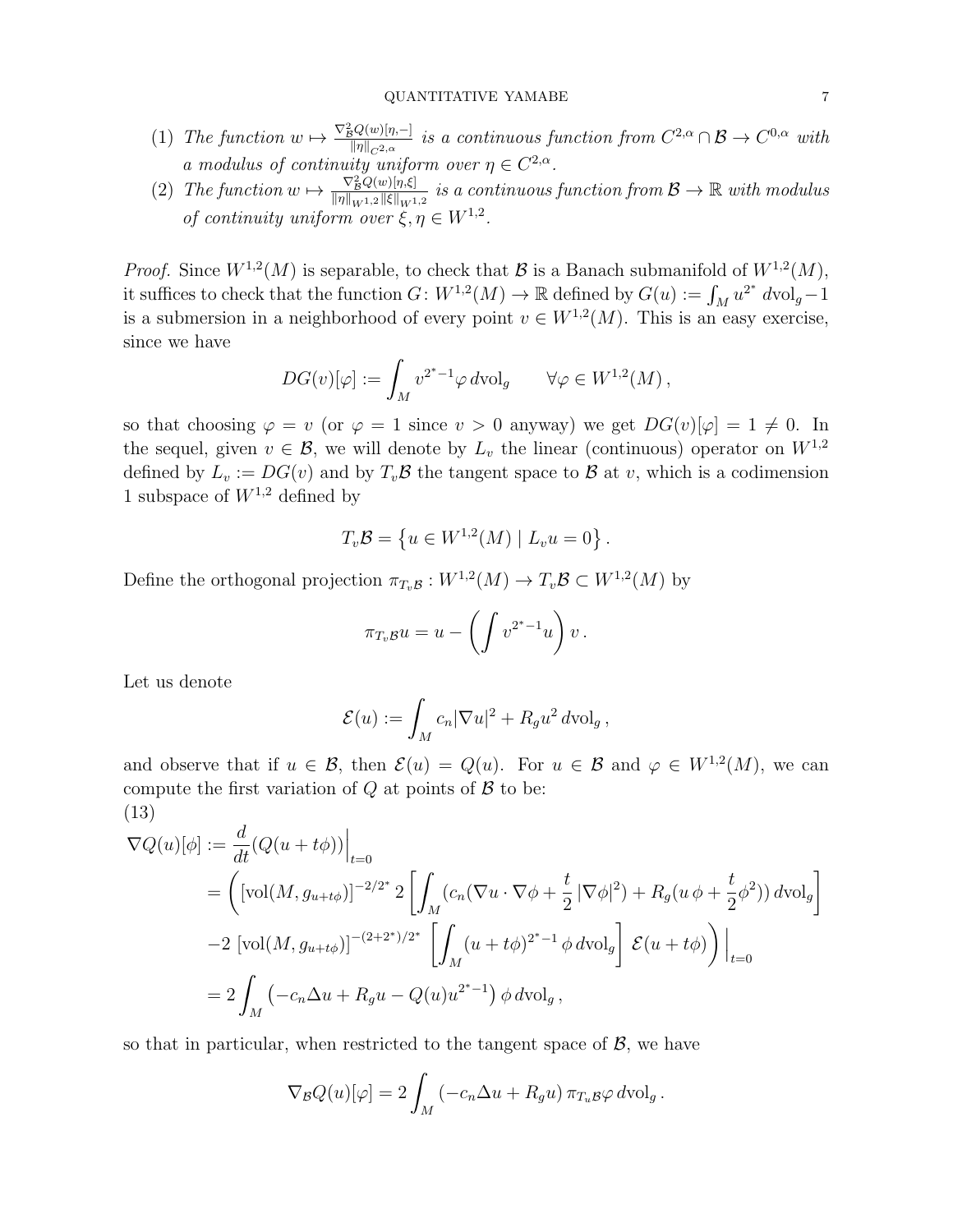(1) *The function $w \mapsto \frac{\nabla^2_{\mathcal{B}} Q(w)[\eta,-]}{\|\eta\|_{C^{2,\alpha}}}$ is a continuous function from $C^{2,\alpha} \cap \mathcal{B} \to C^{0,\alpha}$ with a modulus of continuity uniform over $\eta \in C^{2,\alpha}$.*

(2) *The function $w \mapsto \frac{\nabla^2_{\mathcal{B}} Q(w)[\eta,\xi]}{\|\eta\|_{W^{1,2}}\|\xi\|_{W^{1,2}}}$ is a continuous function from $\mathcal{B} \to \mathbb{R}$ with modulus of continuity uniform over $\xi, \eta \in W^{1,2}$.*

*Proof.* Since $W^{1,2}(M)$ is separable, to check that $\mathcal{B}$ is a Banach submanifold of $W^{1,2}(M)$, it suffices to check that the function $G\colon W^{1,2}(M) \to \mathbb{R}$ defined by $G(u) := \int_M u^{2^*} \, d\mathrm{vol}_g - 1$ is a submersion in a neighborhood of every point $v \in W^{1,2}(M)$. This is an easy exercise, since we have

$$DG(v)[\varphi] := \int_M v^{2^*-1} \varphi \, d\mathrm{vol}_g \qquad \forall \varphi \in W^{1,2}(M)\,,$$

so that choosing $\varphi = v$ (or $\varphi = 1$ since $v > 0$ anyway) we get $DG(v)[\varphi] = 1 \neq 0$. In the sequel, given $v \in \mathcal{B}$, we will denote by $L_v$ the linear (continuous) operator on $W^{1,2}$ defined by $L_v := DG(v)$ and by $T_v\mathcal{B}$ the tangent space to $\mathcal{B}$ at $v$, which is a codimension 1 subspace of $W^{1,2}$ defined by

$$T_v\mathcal{B} = \left\{ u \in W^{1,2}(M) \mid L_v u = 0 \right\}.$$

Define the orthogonal projection $\pi_{T_v\mathcal{B}} : W^{1,2}(M) \to T_v\mathcal{B} \subset W^{1,2}(M)$ by

$$\pi_{T_v\mathcal{B}} u = u - \left( \int v^{2^*-1} u \right) v\,.$$

Let us denote

$$\mathcal{E}(u) := \int_M c_n |\nabla u|^2 + R_g u^2 \, d\mathrm{vol}_g\,,$$

and observe that if $u \in \mathcal{B}$, then $\mathcal{E}(u) = Q(u)$. For $u \in \mathcal{B}$ and $\varphi \in W^{1,2}(M)$, we can compute the first variation of $Q$ at points of $\mathcal{B}$ to be:

(13)

$$\begin{aligned}
\nabla Q(u)[\phi] &:= \frac{d}{dt}(Q(u+t\phi))\Big|_{t=0} \\
&= \Bigg( [\mathrm{vol}(M, g_{u+t\phi})]^{-2/2^*} \, 2 \left[ \int_M (c_n(\nabla u \cdot \nabla \phi + \frac{t}{2}|\nabla \phi|^2) + R_g(u\,\phi + \frac{t}{2}\phi^2)) \, d\mathrm{vol}_g \right] \\
&\quad -2 \, [\mathrm{vol}(M, g_{u+t\phi})]^{-(2+2^*)/2^*} \left[ \int_M (u+t\phi)^{2^*-1} \, \phi \, d\mathrm{vol}_g \right] \, \mathcal{E}(u+t\phi) \Bigg) \Big|_{t=0} \\
&= 2 \int_M \left( -c_n \Delta u + R_g u - Q(u) u^{2^*-1} \right) \phi \, d\mathrm{vol}_g\,,
\end{aligned}$$

so that in particular, when restricted to the tangent space of $\mathcal{B}$, we have

$$\nabla_{\mathcal{B}} Q(u)[\varphi] = 2 \int_M \left( -c_n \Delta u + R_g u \right) \pi_{T_u\mathcal{B}} \varphi \, d\mathrm{vol}_g\,.$$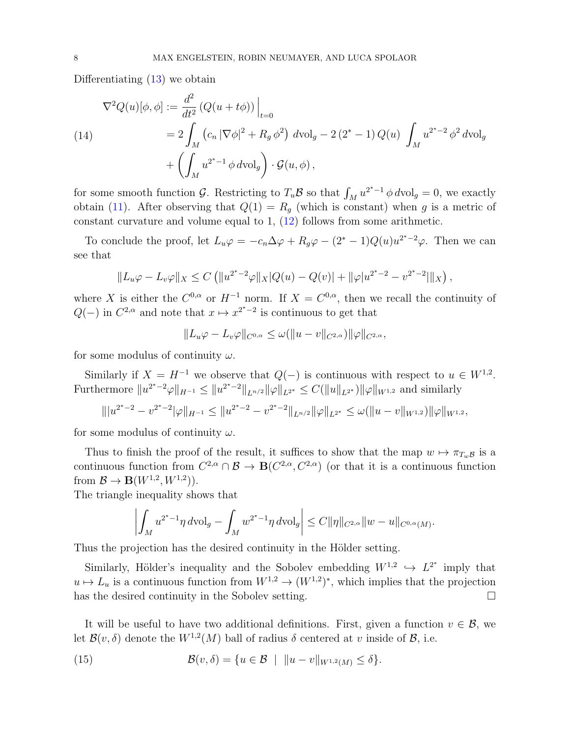Differentiating (13) we obtain

$$
\begin{aligned}
\nabla^2 Q(u)[\phi,\phi] &:= \frac{d^2}{dt^2}\left(Q(u+t\phi)\right)\Big|_{t=0} \\
&= 2\int_M \left(c_n\,|\nabla\phi|^2 + R_g\,\phi^2\right)\,d\mathrm{vol}_g - 2\left(2^*-1\right)Q(u)\int_M u^{2^*-2}\,\phi^2\,d\mathrm{vol}_g \\
&\quad + \left(\int_M u^{2^*-1}\,\phi\,d\mathrm{vol}_g\right)\cdot\mathcal{G}(u,\phi)\,,
\end{aligned}
\tag{14}
$$

for some smooth function $\mathcal{G}$. Restricting to $T_u\mathcal{B}$ so that $\int_M u^{2^*-1}\,\phi\,d\mathrm{vol}_g = 0$, we exactly obtain (11). After observing that $Q(1) = R_g$ (which is constant) when $g$ is a metric of constant curvature and volume equal to 1, (12) follows from some arithmetic.

To conclude the proof, let $L_u\varphi = -c_n\Delta\varphi + R_g\varphi - (2^*-1)Q(u)u^{2^*-2}\varphi$. Then we can see that

$$
\|L_u\varphi - L_v\varphi\|_X \le C\left(\|u^{2^*-2}\varphi\|_X|Q(u)-Q(v)| + \|\varphi|u^{2^*-2}-v^{2^*-2}|\|_X\right),
$$

where $X$ is either the $C^{0,\alpha}$ or $H^{-1}$ norm. If $X = C^{0,\alpha}$, then we recall the continuity of $Q(-)$ in $C^{2,\alpha}$ and note that $x \mapsto x^{2^*-2}$ is continuous to get that

$$
\|L_u\varphi - L_v\varphi\|_{C^{0,\alpha}} \le \omega(\|u-v\|_{C^{2,\alpha}})\|\varphi\|_{C^{2,\alpha}},
$$

for some modulus of continuity $\omega$.

Similarly if $X = H^{-1}$ we observe that $Q(-)$ is continuous with respect to $u \in W^{1,2}$. Furthermore $\|u^{2^*-2}\varphi\|_{H^{-1}} \le \|u^{2^*-2}\|_{L^{n/2}}\|\varphi\|_{L^{2^*}} \le C(\|u\|_{L^{2^*}})\|\varphi\|_{W^{1,2}}$ and similarly

$$
\||u^{2^*-2}-v^{2^*-2}|\varphi\|_{H^{-1}} \le \|u^{2^*-2}-v^{2^*-2}\|_{L^{n/2}}\|\varphi\|_{L^{2^*}} \le \omega(\|u-v\|_{W^{1,2}})\|\varphi\|_{W^{1,2}},
$$

for some modulus of continuity $\omega$.

Thus to finish the proof of the result, it suffices to show that the map $w \mapsto \pi_{T_w\mathcal{B}}$ is a continuous function from $C^{2,\alpha}\cap\mathcal{B} \to \mathbf{B}(C^{2,\alpha}, C^{2,\alpha})$ (or that it is a continuous function from $\mathcal{B} \to \mathbf{B}(W^{1,2}, W^{1,2})$).
The triangle inequality shows that

$$
\left|\int_M u^{2^*-1}\eta\,d\mathrm{vol}_g - \int_M w^{2^*-1}\eta\,d\mathrm{vol}_g\right| \le C\|\eta\|_{C^{2,\alpha}}\|w-u\|_{C^{0,\alpha}(M)}.
$$

Thus the projection has the desired continuity in the Hölder setting.

Similarly, Hölder's inequality and the Sobolev embedding $W^{1,2} \hookrightarrow L^{2^*}$ imply that $u \mapsto L_u$ is a continuous function from $W^{1,2} \to (W^{1,2})^*$, which implies that the projection has the desired continuity in the Sobolev setting. $\square$

It will be useful to have two additional definitions. First, given a function $v \in \mathcal{B}$, we let $\mathcal{B}(v,\delta)$ denote the $W^{1,2}(M)$ ball of radius $\delta$ centered at $v$ inside of $\mathcal{B}$, i.e.

$$
\mathcal{B}(v,\delta) = \{u \in \mathcal{B} \;\mid\; \|u-v\|_{W^{1,2}(M)} \le \delta\}.
\tag{15}
$$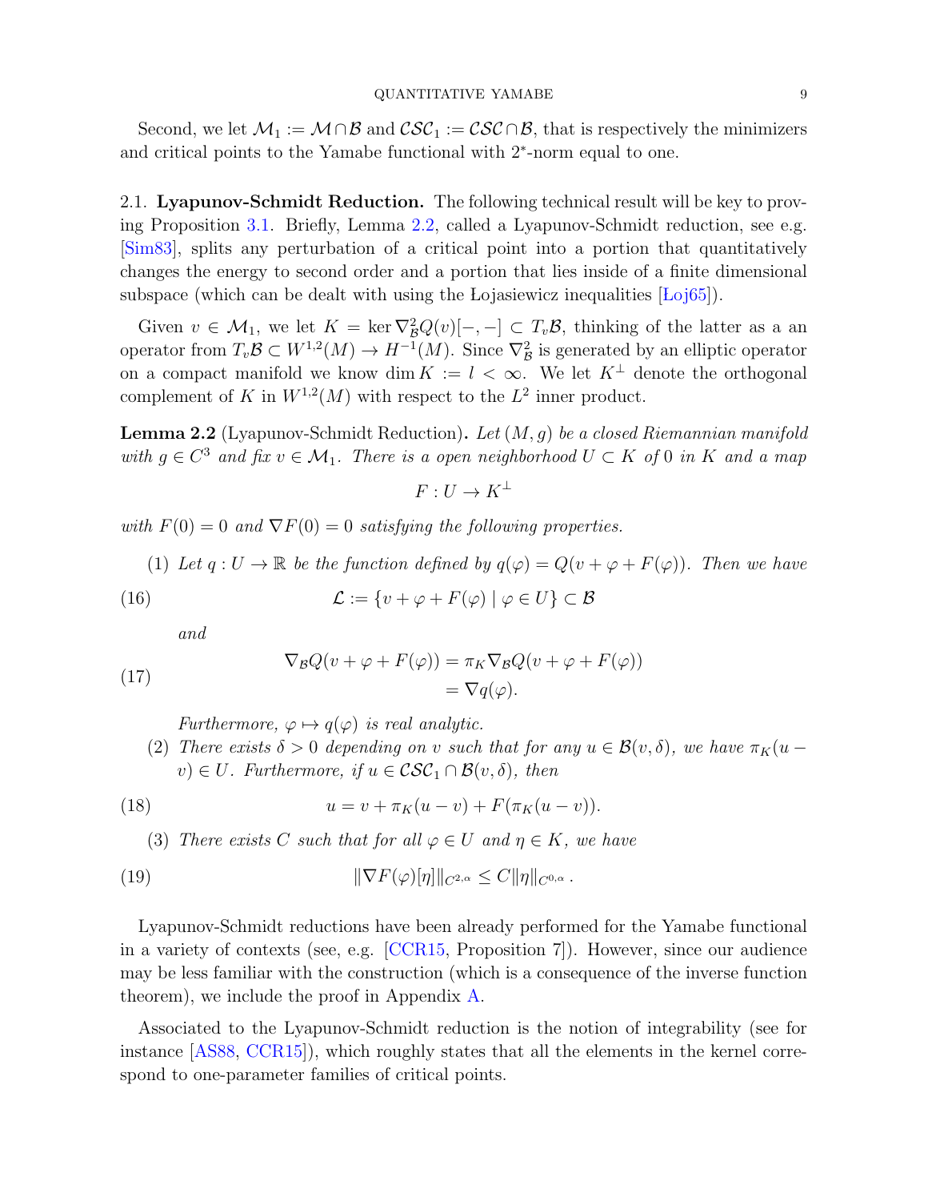Second, we let $\mathcal{M}_1 := \mathcal{M} \cap \mathcal{B}$ and $\mathcal{CSC}_1 := \mathcal{CSC} \cap \mathcal{B}$, that is respectively the minimizers and critical points to the Yamabe functional with $2^*$-norm equal to one.

### 2.1. Lyapunov-Schmidt Reduction.

The following technical result will be key to proving Proposition 3.1. Briefly, Lemma 2.2, called a Lyapunov-Schmidt reduction, see e.g. [Sim83], splits any perturbation of a critical point into a portion that quantitatively changes the energy to second order and a portion that lies inside of a finite dimensional subspace (which can be dealt with using the Łojasiewicz inequalities [Łoj65]).

Given $v \in \mathcal{M}_1$, we let $K = \ker \nabla^2_{\mathcal{B}} Q(v)[-,-] \subset T_v\mathcal{B}$, thinking of the latter as a an operator from $T_v\mathcal{B} \subset W^{1,2}(M) \to H^{-1}(M)$. Since $\nabla^2_{\mathcal{B}}$ is generated by an elliptic operator on a compact manifold we know $\dim K := l < \infty$. We let $K^\perp$ denote the orthogonal complement of $K$ in $W^{1,2}(M)$ with respect to the $L^2$ inner product.

**Lemma 2.2** (Lyapunov-Schmidt Reduction). *Let $(M, g)$ be a closed Riemannian manifold with $g \in C^3$ and fix $v \in \mathcal{M}_1$. There is a open neighborhood $U \subset K$ of $0$ in $K$ and a map*

$$F : U \to K^\perp$$

*with $F(0) = 0$ and $\nabla F(0) = 0$ satisfying the following properties.*

1. *Let $q : U \to \mathbb{R}$ be the function defined by $q(\varphi) = Q(v + \varphi + F(\varphi))$. Then we have*

$$\mathcal{L} := \{v + \varphi + F(\varphi) \mid \varphi \in U\} \subset \mathcal{B} \tag{16}$$

   *and*

$$\begin{aligned} \nabla_{\mathcal{B}} Q(v + \varphi + F(\varphi)) &= \pi_K \nabla_{\mathcal{B}} Q(v + \varphi + F(\varphi)) \\ &= \nabla q(\varphi). \end{aligned} \tag{17}$$

   *Furthermore, $\varphi \mapsto q(\varphi)$ is real analytic.*

2. *There exists $\delta > 0$ depending on $v$ such that for any $u \in \mathcal{B}(v, \delta)$, we have $\pi_K(u - v) \in U$. Furthermore, if $u \in \mathcal{CSC}_1 \cap \mathcal{B}(v, \delta)$, then*

$$u = v + \pi_K(u - v) + F(\pi_K(u - v)). \tag{18}$$

3. *There exists $C$ such that for all $\varphi \in U$ and $\eta \in K$, we have*

$$\|\nabla F(\varphi)[\eta]\|_{C^{2,\alpha}} \le C\|\eta\|_{C^{0,\alpha}}. \tag{19}$$

Lyapunov-Schmidt reductions have been already performed for the Yamabe functional in a variety of contexts (see, e.g. [CCR15, Proposition 7]). However, since our audience may be less familiar with the construction (which is a consequence of the inverse function theorem), we include the proof in Appendix A.

Associated to the Lyapunov-Schmidt reduction is the notion of integrability (see for instance [AS88, CCR15]), which roughly states that all the elements in the kernel correspond to one-parameter families of critical points.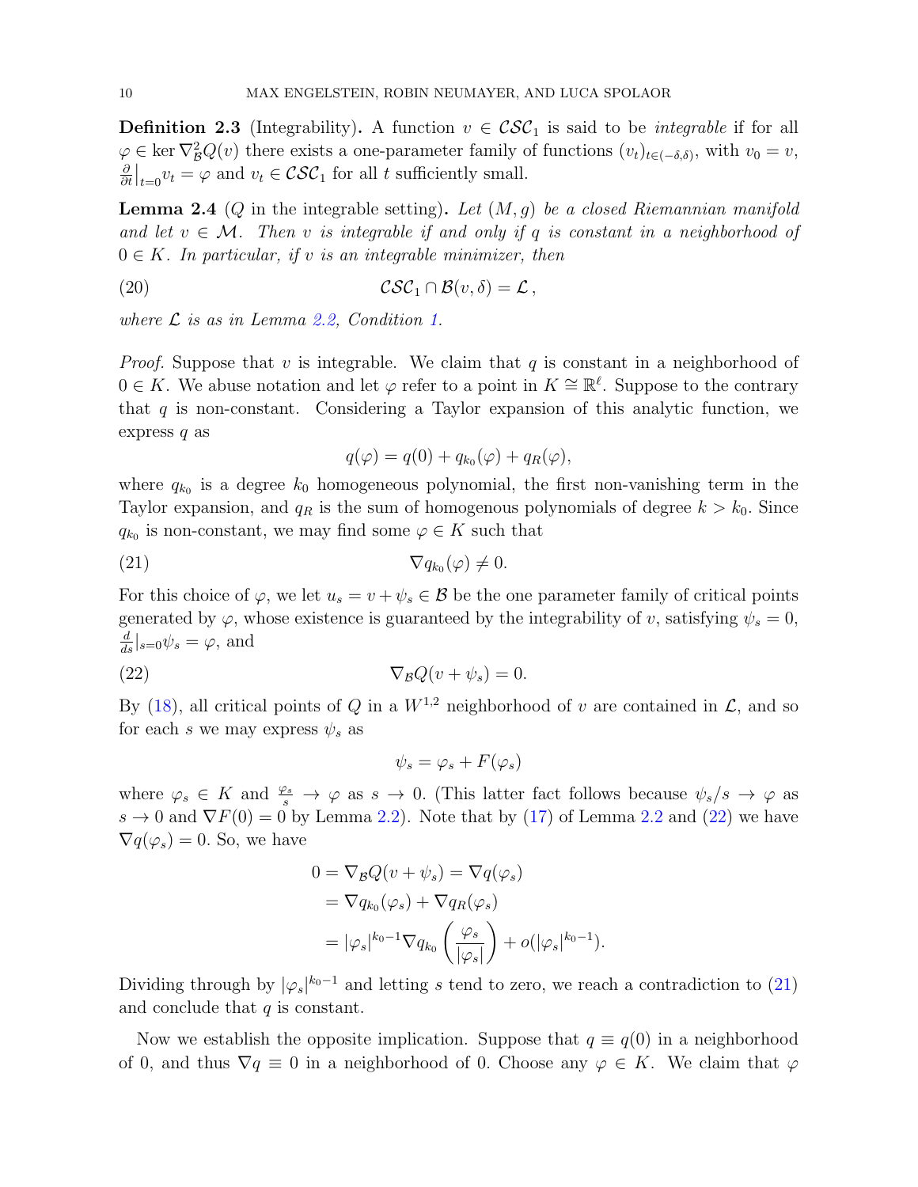**Definition 2.3** (Integrability)**.** A function $v \in \mathcal{CSC}_1$ is said to be *integrable* if for all $\varphi \in \ker \nabla^2_{\mathcal{B}} Q(v)$ there exists a one-parameter family of functions $(v_t)_{t\in(-\delta,\delta)}$, with $v_0 = v$, $\frac{\partial}{\partial t}\big|_{t=0} v_t = \varphi$ and $v_t \in \mathcal{CSC}_1$ for all $t$ sufficiently small.

**Lemma 2.4** ($Q$ in the integrable setting)**.** *Let $(M, g)$ be a closed Riemannian manifold and let $v \in \mathcal{M}$. Then $v$ is integrable if and only if $q$ is constant in a neighborhood of $0 \in K$. In particular, if $v$ is an integrable minimizer, then*

$$\mathcal{CSC}_1 \cap \mathcal{B}(v, \delta) = \mathcal{L}\,, \tag{20}$$

*where $\mathcal{L}$ is as in Lemma 2.2, Condition 1.*

*Proof.* Suppose that $v$ is integrable. We claim that $q$ is constant in a neighborhood of $0 \in K$. We abuse notation and let $\varphi$ refer to a point in $K \cong \mathbb{R}^\ell$. Suppose to the contrary that $q$ is non-constant. Considering a Taylor expansion of this analytic function, we express $q$ as

$$q(\varphi) = q(0) + q_{k_0}(\varphi) + q_R(\varphi),$$

where $q_{k_0}$ is a degree $k_0$ homogeneous polynomial, the first non-vanishing term in the Taylor expansion, and $q_R$ is the sum of homogenous polynomials of degree $k > k_0$. Since $q_{k_0}$ is non-constant, we may find some $\varphi \in K$ such that

$$\nabla q_{k_0}(\varphi) \neq 0. \tag{21}$$

For this choice of $\varphi$, we let $u_s = v + \psi_s \in \mathcal{B}$ be the one parameter family of critical points generated by $\varphi$, whose existence is guaranteed by the integrability of $v$, satisfying $\psi_s = 0$, $\frac{d}{ds}|_{s=0}\psi_s = \varphi$, and

$$\nabla_{\mathcal{B}} Q(v + \psi_s) = 0. \tag{22}$$

By (18), all critical points of $Q$ in a $W^{1,2}$ neighborhood of $v$ are contained in $\mathcal{L}$, and so for each $s$ we may express $\psi_s$ as

$$\psi_s = \varphi_s + F(\varphi_s)$$

where $\varphi_s \in K$ and $\frac{\varphi_s}{s} \to \varphi$ as $s \to 0$. (This latter fact follows because $\psi_s/s \to \varphi$ as $s \to 0$ and $\nabla F(0) = 0$ by Lemma 2.2). Note that by (17) of Lemma 2.2 and (22) we have $\nabla q(\varphi_s) = 0$. So, we have

$$\begin{aligned}
0 = \nabla_{\mathcal{B}} Q(v + \psi_s) &= \nabla q(\varphi_s) \\
&= \nabla q_{k_0}(\varphi_s) + \nabla q_R(\varphi_s) \\
&= |\varphi_s|^{k_0 - 1} \nabla q_{k_0}\left(\frac{\varphi_s}{|\varphi_s|}\right) + o(|\varphi_s|^{k_0-1}).
\end{aligned}$$

Dividing through by $|\varphi_s|^{k_0-1}$ and letting $s$ tend to zero, we reach a contradiction to (21) and conclude that $q$ is constant.

Now we establish the opposite implication. Suppose that $q \equiv q(0)$ in a neighborhood of $0$, and thus $\nabla q \equiv 0$ in a neighborhood of $0$. Choose any $\varphi \in K$. We claim that $\varphi$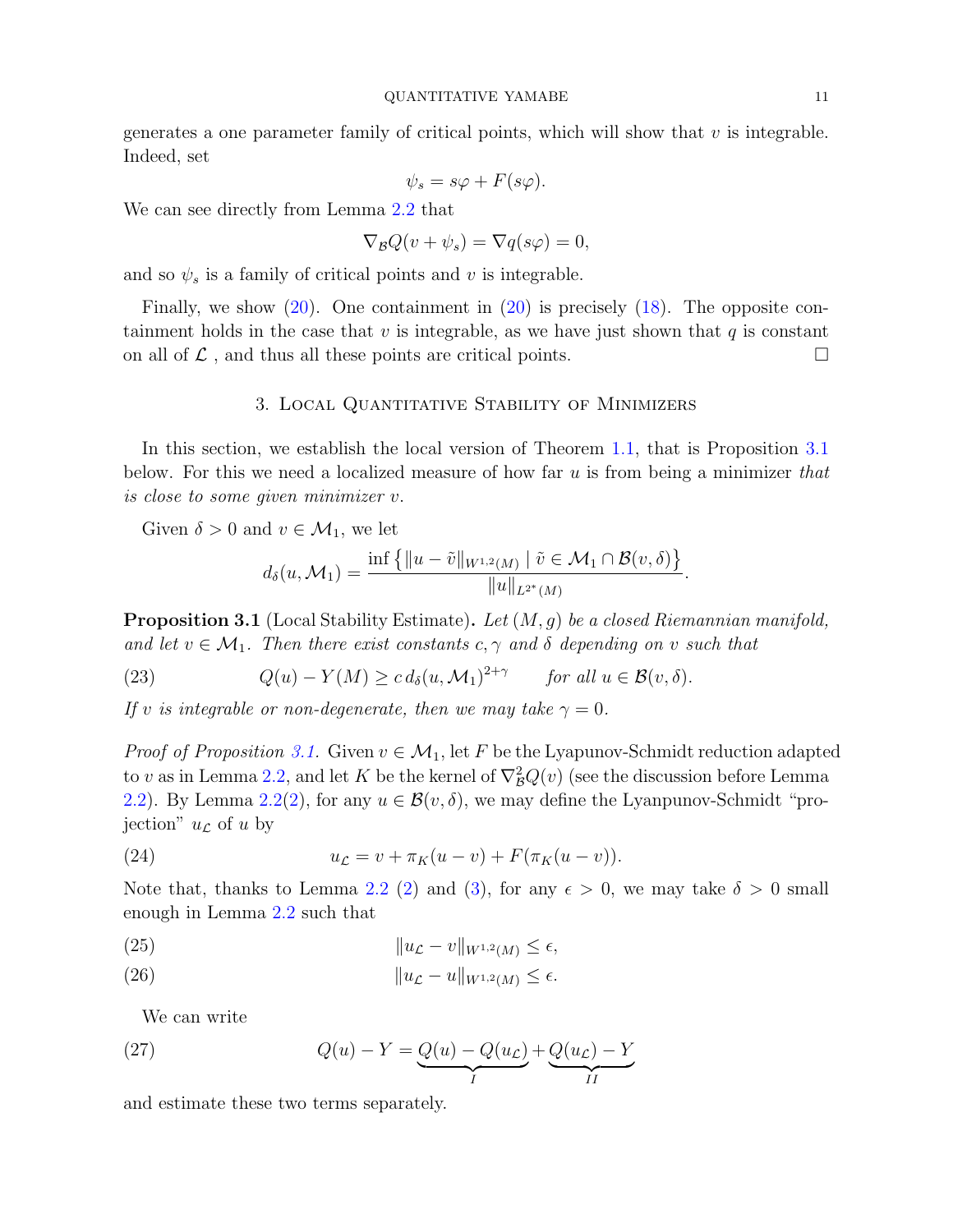generates a one parameter family of critical points, which will show that $v$ is integrable. Indeed, set

$$\psi_s = s\varphi + F(s\varphi).$$

We can see directly from Lemma 2.2 that

$$\nabla_{\mathcal{B}} Q(v + \psi_s) = \nabla q(s\varphi) = 0,$$

and so $\psi_s$ is a family of critical points and $v$ is integrable.

Finally, we show (20). One containment in (20) is precisely (18). The opposite containment holds in the case that $v$ is integrable, as we have just shown that $q$ is constant on all of $\mathcal{L}$ , and thus all these points are critical points. □

## 3. Local Quantitative Stability of Minimizers

In this section, we establish the local version of Theorem 1.1, that is Proposition 3.1 below. For this we need a localized measure of how far $u$ is from being a minimizer *that is close to some given minimizer* $v$.

Given $\delta > 0$ and $v \in \mathcal{M}_1$, we let

$$d_\delta(u, \mathcal{M}_1) = \frac{\inf\left\{\|u - \tilde{v}\|_{W^{1,2}(M)} \mid \tilde{v} \in \mathcal{M}_1 \cap \mathcal{B}(v, \delta)\right\}}{\|u\|_{L^{2^*}(M)}}.$$

**Proposition 3.1** (Local Stability Estimate)**.** *Let $(M, g)$ be a closed Riemannian manifold, and let $v \in \mathcal{M}_1$. Then there exist constants $c, \gamma$ and $\delta$ depending on $v$ such that*

$$Q(u) - Y(M) \geq c\, d_\delta(u, \mathcal{M}_1)^{2+\gamma} \qquad \text{for all } u \in \mathcal{B}(v, \delta). \tag{23}$$

*If $v$ is integrable or non-degenerate, then we may take $\gamma = 0$.*

*Proof of Proposition 3.1.* Given $v \in \mathcal{M}_1$, let $F$ be the Lyapunov-Schmidt reduction adapted to $v$ as in Lemma 2.2, and let $K$ be the kernel of $\nabla^2_{\mathcal{B}} Q(v)$ (see the discussion before Lemma 2.2). By Lemma 2.2(2), for any $u \in \mathcal{B}(v, \delta)$, we may define the Lyanpunov-Schmidt "projection" $u_{\mathcal{L}}$ of $u$ by

$$u_{\mathcal{L}} = v + \pi_K(u - v) + F(\pi_K(u - v)). \tag{24}$$

Note that, thanks to Lemma 2.2 (2) and (3), for any $\epsilon > 0$, we may take $\delta > 0$ small enough in Lemma 2.2 such that

$$\|u_{\mathcal{L}} - v\|_{W^{1,2}(M)} \leq \epsilon, \tag{25}$$

$$\|u_{\mathcal{L}} - u\|_{W^{1,2}(M)} \leq \epsilon. \tag{26}$$

We can write

$$Q(u) - Y = \underbrace{Q(u) - Q(u_{\mathcal{L}})}_{I} + \underbrace{Q(u_{\mathcal{L}}) - Y}_{II} \tag{27}$$

and estimate these two terms separately.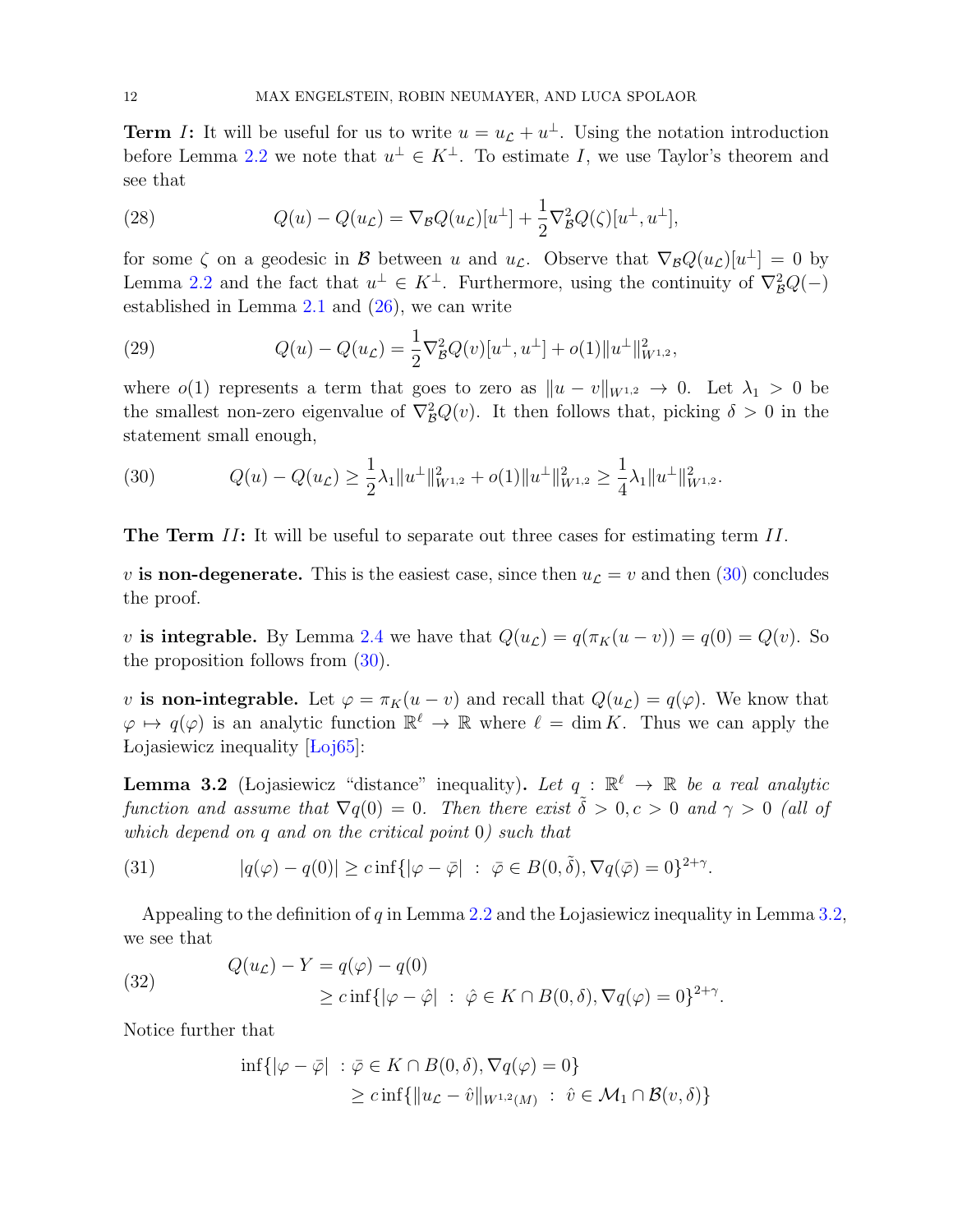**Term $I$:** It will be useful for us to write $u = u_{\mathcal{L}} + u^{\perp}$. Using the notation introduction before Lemma 2.2 we note that $u^{\perp} \in K^{\perp}$. To estimate $I$, we use Taylor's theorem and see that

$$Q(u) - Q(u_{\mathcal{L}}) = \nabla_{\mathcal{B}} Q(u_{\mathcal{L}})[u^{\perp}] + \frac{1}{2}\nabla^2_{\mathcal{B}} Q(\zeta)[u^{\perp}, u^{\perp}], \tag{28}$$

for some $\zeta$ on a geodesic in $\mathcal{B}$ between $u$ and $u_{\mathcal{L}}$. Observe that $\nabla_{\mathcal{B}} Q(u_{\mathcal{L}})[u^{\perp}] = 0$ by Lemma 2.2 and the fact that $u^{\perp} \in K^{\perp}$. Furthermore, using the continuity of $\nabla^2_{\mathcal{B}} Q(-)$ established in Lemma 2.1 and (26), we can write

$$Q(u) - Q(u_{\mathcal{L}}) = \frac{1}{2}\nabla^2_{\mathcal{B}} Q(v)[u^{\perp}, u^{\perp}] + o(1)\|u^{\perp}\|^2_{W^{1,2}}, \tag{29}$$

where $o(1)$ represents a term that goes to zero as $\|u - v\|_{W^{1,2}} \to 0$. Let $\lambda_1 > 0$ be the smallest non-zero eigenvalue of $\nabla^2_{\mathcal{B}} Q(v)$. It then follows that, picking $\delta > 0$ in the statement small enough,

$$Q(u) - Q(u_{\mathcal{L}}) \geq \frac{1}{2}\lambda_1 \|u^{\perp}\|^2_{W^{1,2}} + o(1)\|u^{\perp}\|^2_{W^{1,2}} \geq \frac{1}{4}\lambda_1 \|u^{\perp}\|^2_{W^{1,2}}. \tag{30}$$

**The Term $II$:** It will be useful to separate out three cases for estimating term $II$.

**$v$ is non-degenerate.** This is the easiest case, since then $u_{\mathcal{L}} = v$ and then (30) concludes the proof.

**$v$ is integrable.** By Lemma 2.4 we have that $Q(u_{\mathcal{L}}) = q(\pi_K(u - v)) = q(0) = Q(v)$. So the proposition follows from (30).

**$v$ is non-integrable.** Let $\varphi = \pi_K(u - v)$ and recall that $Q(u_{\mathcal{L}}) = q(\varphi)$. We know that $\varphi \mapsto q(\varphi)$ is an analytic function $\mathbb{R}^{\ell} \to \mathbb{R}$ where $\ell = \dim K$. Thus we can apply the Łojasiewicz inequality [Łoj65]:

**Lemma 3.2** (Łojasiewicz "distance" inequality)**.** *Let $q : \mathbb{R}^{\ell} \to \mathbb{R}$ be a real analytic function and assume that $\nabla q(0) = 0$. Then there exist $\tilde{\delta} > 0, c > 0$ and $\gamma > 0$ (all of which depend on $q$ and on the critical point $0$) such that*

$$|q(\varphi) - q(0)| \geq c \inf\{|\varphi - \bar{\varphi}| \ : \ \bar{\varphi} \in B(0, \tilde{\delta}), \nabla q(\bar{\varphi}) = 0\}^{2+\gamma}. \tag{31}$$

Appealing to the definition of $q$ in Lemma 2.2 and the Łojasiewicz inequality in Lemma 3.2, we see that

$$\begin{aligned} Q(u_{\mathcal{L}}) - Y &= q(\varphi) - q(0) \\ &\geq c \inf\{|\varphi - \hat{\varphi}| \ : \ \hat{\varphi} \in K \cap B(0, \delta), \nabla q(\varphi) = 0\}^{2+\gamma}. \end{aligned} \tag{32}$$

Notice further that

$$\begin{aligned} \inf\{|\varphi - \bar{\varphi}| \ &: \bar{\varphi} \in K \cap B(0, \delta), \nabla q(\varphi) = 0\} \\ &\geq c \inf\{\|u_{\mathcal{L}} - \hat{v}\|_{W^{1,2}(M)} \ : \ \hat{v} \in \mathcal{M}_1 \cap \mathcal{B}(v, \delta)\} \end{aligned}$$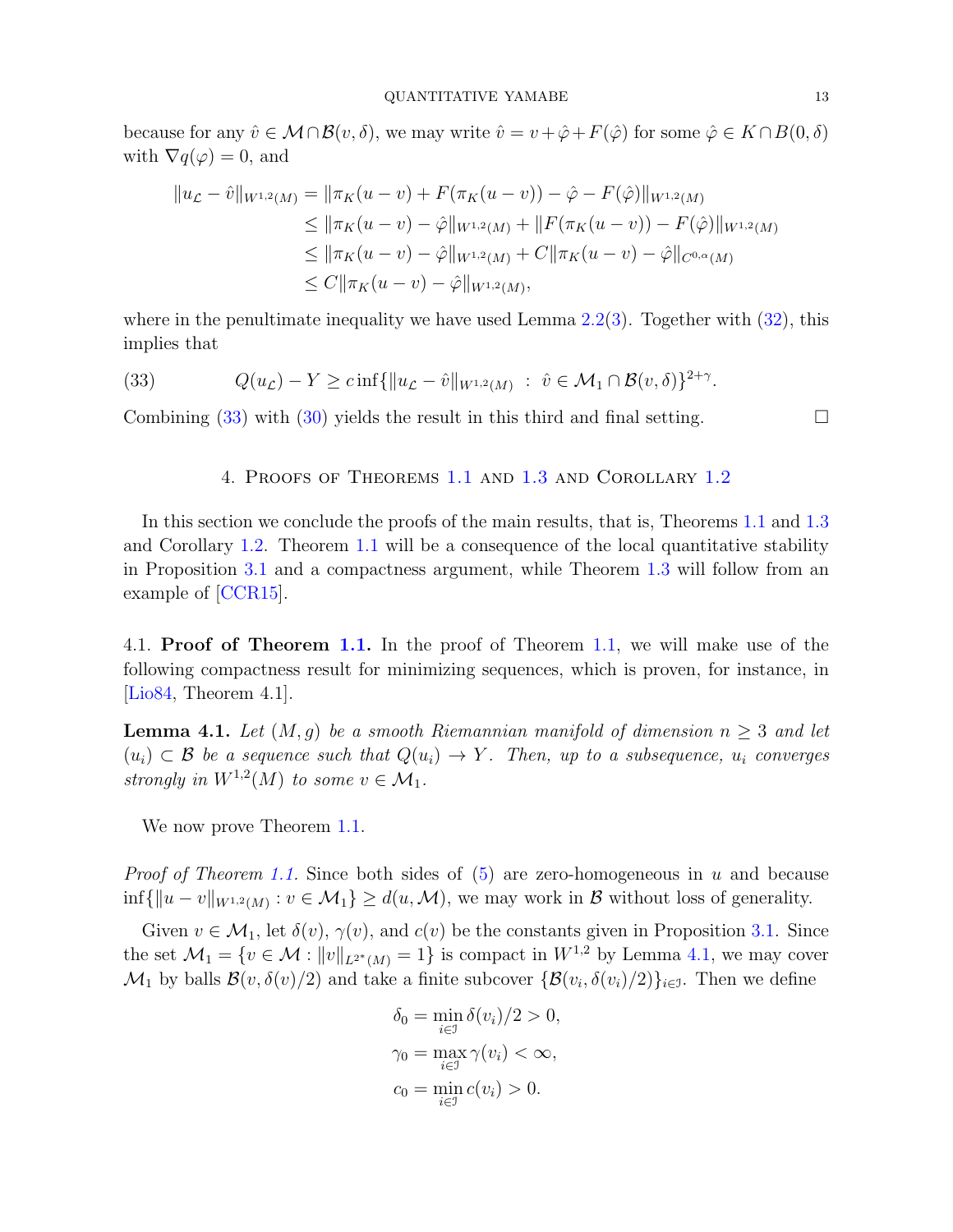because for any $\hat{v} \in \mathcal{M} \cap \mathcal{B}(v, \delta)$, we may write $\hat{v} = v + \hat{\varphi} + F(\hat{\varphi})$ for some $\hat{\varphi} \in K \cap B(0, \delta)$ with $\nabla q(\varphi) = 0$, and

$$
\begin{aligned}
\|u_{\mathcal{L}} - \hat{v}\|_{W^{1,2}(M)} &= \|\pi_K(u-v) + F(\pi_K(u-v)) - \hat{\varphi} - F(\hat{\varphi})\|_{W^{1,2}(M)} \\
&\leq \|\pi_K(u-v) - \hat{\varphi}\|_{W^{1,2}(M)} + \|F(\pi_K(u-v)) - F(\hat{\varphi})\|_{W^{1,2}(M)} \\
&\leq \|\pi_K(u-v) - \hat{\varphi}\|_{W^{1,2}(M)} + C\|\pi_K(u-v) - \hat{\varphi}\|_{C^{0,\alpha}(M)} \\
&\leq C\|\pi_K(u-v) - \hat{\varphi}\|_{W^{1,2}(M)},
\end{aligned}
$$

where in the penultimate inequality we have used Lemma 2.2(3). Together with (32), this implies that

$$
Q(u_{\mathcal{L}}) - Y \geq c \inf\{\|u_{\mathcal{L}} - \hat{v}\|_{W^{1,2}(M)} \ : \ \hat{v} \in \mathcal{M}_1 \cap \mathcal{B}(v, \delta)\}^{2+\gamma}. \tag{33}
$$

Combining (33) with (30) yields the result in this third and final setting. $\square$

## 4. Proofs of Theorems 1.1 and 1.3 and Corollary 1.2

In this section we conclude the proofs of the main results, that is, Theorems 1.1 and 1.3 and Corollary 1.2. Theorem 1.1 will be a consequence of the local quantitative stability in Proposition 3.1 and a compactness argument, while Theorem 1.3 will follow from an example of [CCR15].

### 4.1. Proof of Theorem 1.1.

In the proof of Theorem 1.1, we will make use of the following compactness result for minimizing sequences, which is proven, for instance, in [Lio84, Theorem 4.1].

**Lemma 4.1.** *Let $(M, g)$ be a smooth Riemannian manifold of dimension $n \geq 3$ and let $(u_i) \subset \mathcal{B}$ be a sequence such that $Q(u_i) \to Y$. Then, up to a subsequence, $u_i$ converges strongly in $W^{1,2}(M)$ to some $v \in \mathcal{M}_1$.*

We now prove Theorem 1.1.

*Proof of Theorem 1.1.* Since both sides of (5) are zero-homogeneous in $u$ and because $\inf\{\|u - v\|_{W^{1,2}(M)} : v \in \mathcal{M}_1\} \geq d(u, \mathcal{M})$, we may work in $\mathcal{B}$ without loss of generality.

Given $v \in \mathcal{M}_1$, let $\delta(v)$, $\gamma(v)$, and $c(v)$ be the constants given in Proposition 3.1. Since the set $\mathcal{M}_1 = \{v \in \mathcal{M} : \|v\|_{L^{2^*}(M)} = 1\}$ is compact in $W^{1,2}$ by Lemma 4.1, we may cover $\mathcal{M}_1$ by balls $\mathcal{B}(v, \delta(v)/2)$ and take a finite subcover $\{\mathcal{B}(v_i, \delta(v_i)/2)\}_{i \in \mathfrak{I}}$. Then we define

$$
\begin{aligned}
\delta_0 &= \min_{i \in \mathfrak{I}} \delta(v_i)/2 > 0, \\
\gamma_0 &= \max_{i \in \mathfrak{I}} \gamma(v_i) < \infty, \\
c_0 &= \min_{i \in \mathfrak{I}} c(v_i) > 0.
\end{aligned}
$$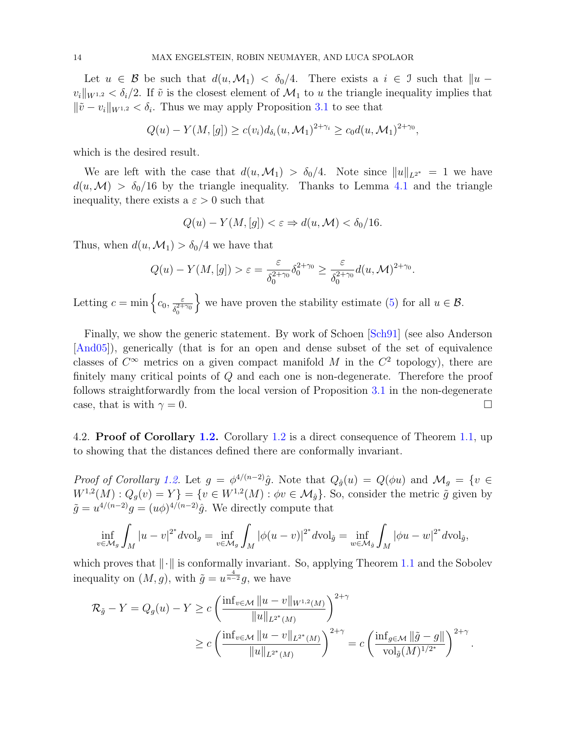Let $u \in \mathcal{B}$ be such that $d(u, \mathcal{M}_1) < \delta_0/4$. There exists a $i \in \mathcal{I}$ such that $\|u - v_i\|_{W^{1,2}} < \delta_i/2$. If $\tilde{v}$ is the closest element of $\mathcal{M}_1$ to $u$ the triangle inequality implies that $\|\tilde{v} - v_i\|_{W^{1,2}} < \delta_i$. Thus we may apply Proposition 3.1 to see that

$$Q(u) - Y(M, [g]) \geq c(v_i) d_{\delta_i}(u, \mathcal{M}_1)^{2+\gamma_i} \geq c_0 d(u, \mathcal{M}_1)^{2+\gamma_0},$$

which is the desired result.

We are left with the case that $d(u, \mathcal{M}_1) > \delta_0/4$. Note since $\|u\|_{L^{2^*}} = 1$ we have $d(u, \mathcal{M}) > \delta_0/16$ by the triangle inequality. Thanks to Lemma 4.1 and the triangle inequality, there exists a $\varepsilon > 0$ such that

$$Q(u) - Y(M, [g]) < \varepsilon \Rightarrow d(u, \mathcal{M}) < \delta_0/16.$$

Thus, when $d(u, \mathcal{M}_1) > \delta_0/4$ we have that

$$Q(u) - Y(M, [g]) > \varepsilon = \frac{\varepsilon}{\delta_0^{2+\gamma_0}} \delta_0^{2+\gamma_0} \geq \frac{\varepsilon}{\delta_0^{2+\gamma_0}} d(u, \mathcal{M})^{2+\gamma_0}.$$

Letting $c = \min\left\{c_0, \frac{\varepsilon}{\delta_0^{2+\gamma_0}}\right\}$ we have proven the stability estimate (5) for all $u \in \mathcal{B}$.

Finally, we show the generic statement. By work of Schoen [Sch91] (see also Anderson [And05]), generically (that is for an open and dense subset of the set of equivalence classes of $C^\infty$ metrics on a given compact manifold $M$ in the $C^2$ topology), there are finitely many critical points of $Q$ and each one is non-degenerate. Therefore the proof follows straightforwardly from the local version of Proposition 3.1 in the non-degenerate case, that is with $\gamma = 0$. $\square$

4.2. **Proof of Corollary 1.2.** Corollary 1.2 is a direct consequence of Theorem 1.1, up to showing that the distances defined there are conformally invariant.

*Proof of Corollary 1.2.* Let $g = \phi^{4/(n-2)}\hat{g}$. Note that $Q_{\hat{g}}(u) = Q(\phi u)$ and $\mathcal{M}_g = \{v \in W^{1,2}(M) : Q_g(v) = Y\} = \{v \in W^{1,2}(M) : \phi v \in \mathcal{M}_{\hat{g}}\}$. So, consider the metric $\tilde{g}$ given by $\tilde{g} = u^{4/(n-2)}g = (u\phi)^{4/(n-2)}\hat{g}$. We directly compute that

$$\inf_{v \in \mathcal{M}_g} \int_M |u - v|^{2^*} d\text{vol}_g = \inf_{v \in \mathcal{M}_g} \int_M |\phi(u - v)|^{2^*} d\text{vol}_{\hat{g}} = \inf_{w \in \mathcal{M}_{\hat{g}}} \int_M |\phi u - w|^{2^*} d\text{vol}_{\hat{g}},$$

which proves that $\|\cdot\|$ is conformally invariant. So, applying Theorem 1.1 and the Sobolev inequality on $(M, g)$, with $\tilde{g} = u^{\frac{4}{n-2}}g$, we have

$$\begin{aligned}
\mathcal{R}_{\tilde{g}} - Y = Q_g(u) - Y &\geq c \left( \frac{\inf_{v \in \mathcal{M}} \|u - v\|_{W^{1,2}(M)}}{\|u\|_{L^{2^*}(M)}} \right)^{2+\gamma} \\
&\geq c \left( \frac{\inf_{v \in \mathcal{M}} \|u - v\|_{L^{2^*}(M)}}{\|u\|_{L^{2^*}(M)}} \right)^{2+\gamma} = c \left( \frac{\inf_{g \in \mathcal{M}} \|\tilde{g} - g\|}{\text{vol}_{\tilde{g}}(M)^{1/2^*}} \right)^{2+\gamma}.
\end{aligned}$$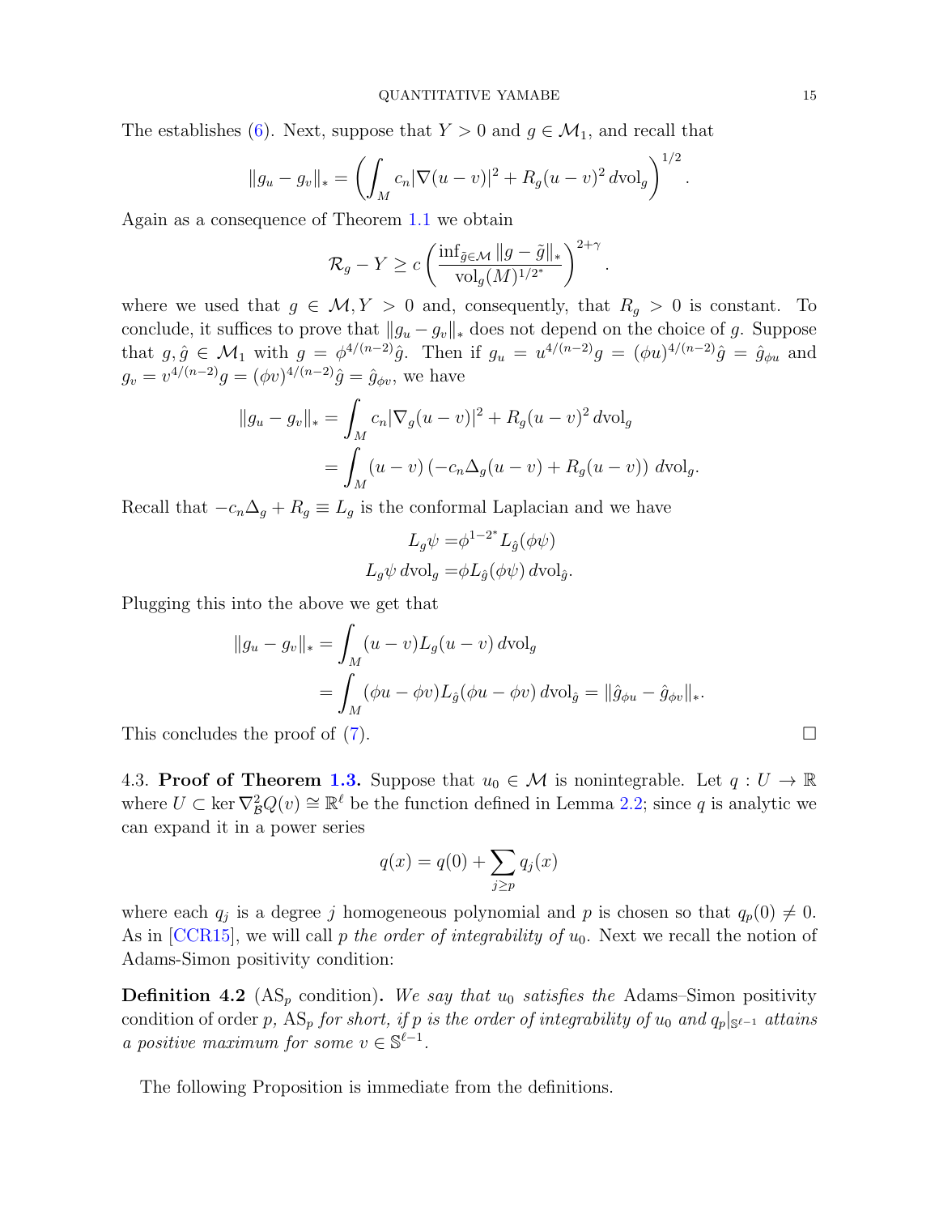The establishes (6). Next, suppose that $Y > 0$ and $g \in \mathcal{M}_1$, and recall that

$$\|g_u - g_v\|_* = \left( \int_M c_n |\nabla(u-v)|^2 + R_g (u-v)^2 \, \mathrm{dvol}_g \right)^{1/2}.$$

Again as a consequence of Theorem 1.1 we obtain

$$\mathcal{R}_g - Y \geq c \left( \frac{\inf_{\tilde{g} \in \mathcal{M}} \|g - \tilde{g}\|_*}{\mathrm{vol}_g(M)^{1/2^*}} \right)^{2+\gamma}.$$

where we used that $g \in \mathcal{M}, Y > 0$ and, consequently, that $R_g > 0$ is constant. To conclude, it suffices to prove that $\|g_u - g_v\|_*$ does not depend on the choice of $g$. Suppose that $g, \hat{g} \in \mathcal{M}_1$ with $g = \phi^{4/(n-2)} \hat{g}$. Then if $g_u = u^{4/(n-2)} g = (\phi u)^{4/(n-2)} \hat{g} = \hat{g}_{\phi u}$ and $g_v = v^{4/(n-2)} g = (\phi v)^{4/(n-2)} \hat{g} = \hat{g}_{\phi v}$, we have

$$\begin{aligned}
\|g_u - g_v\|_* &= \int_M c_n |\nabla_g (u-v)|^2 + R_g (u-v)^2 \, \mathrm{dvol}_g \\
&= \int_M (u-v) \left( -c_n \Delta_g (u-v) + R_g (u-v) \right) \, \mathrm{dvol}_g.
\end{aligned}$$

Recall that $-c_n \Delta_g + R_g \equiv L_g$ is the conformal Laplacian and we have

$$\begin{aligned}
L_g \psi &= \phi^{1-2^*} L_{\hat{g}}(\phi \psi) \\
L_g \psi \, \mathrm{dvol}_g &= \phi L_{\hat{g}}(\phi \psi) \, \mathrm{dvol}_{\hat{g}}.
\end{aligned}$$

Plugging this into the above we get that

$$\begin{aligned}
\|g_u - g_v\|_* &= \int_M (u-v) L_g (u-v) \, \mathrm{dvol}_g \\
&= \int_M (\phi u - \phi v) L_{\hat{g}} (\phi u - \phi v) \, \mathrm{dvol}_{\hat{g}} = \|\hat{g}_{\phi u} - \hat{g}_{\phi v}\|_*.
\end{aligned}$$

This concludes the proof of (7). $\square$

4.3. **Proof of Theorem 1.3.** Suppose that $u_0 \in \mathcal{M}$ is nonintegrable. Let $q : U \to \mathbb{R}$ where $U \subset \ker \nabla^2_{\mathcal{B}} Q(v) \cong \mathbb{R}^\ell$ be the function defined in Lemma 2.2; since $q$ is analytic we can expand it in a power series

$$q(x) = q(0) + \sum_{j \geq p} q_j(x)$$

where each $q_j$ is a degree $j$ homogeneous polynomial and $p$ is chosen so that $q_p(0) \neq 0$. As in [CCR15], we will call $p$ *the order of integrability of* $u_0$. Next we recall the notion of Adams-Simon positivity condition:

**Definition 4.2** ($\mathrm{AS}_p$ condition)**.** *We say that $u_0$ satisfies the* Adams–Simon positivity condition of order $p$, $\mathrm{AS}_p$ *for short, if $p$ is the order of integrability of $u_0$ and $q_p|_{\mathbb{S}^{\ell-1}}$ attains a positive maximum for some $v \in \mathbb{S}^{\ell-1}$.*

The following Proposition is immediate from the definitions.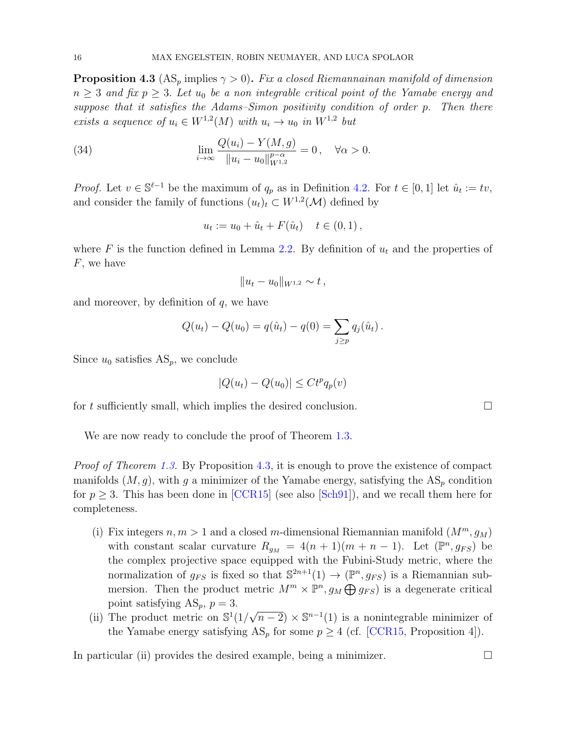**Proposition 4.3** ($\mathrm{AS}_p$ implies $\gamma > 0$)**.** *Fix a closed Riemannainan manifold of dimension $n \geq 3$ and fix $p \geq 3$. Let $u_0$ be a non integrable critical point of the Yamabe energy and suppose that it satisfies the Adams–Simon positivity condition of order $p$. Then there exists a sequence of $u_i \in W^{1,2}(M)$ with $u_i \to u_0$ in $W^{1,2}$ but*

$$
\lim_{i\to\infty} \frac{Q(u_i) - Y(M,g)}{\|u_i - u_0\|_{W^{1,2}}^{p-\alpha}} = 0\,, \quad \forall \alpha > 0. \tag{34}
$$

*Proof.* Let $v \in \mathbb{S}^{\ell-1}$ be the maximum of $q_p$ as in Definition 4.2. For $t \in [0,1]$ let $\hat{u}_t := tv$, and consider the family of functions $(u_t)_t \subset W^{1,2}(\mathcal{M})$ defined by

$$
u_t := u_0 + \hat{u}_t + F(\hat{u}_t) \quad t \in (0,1)\,,
$$

where $F$ is the function defined in Lemma 2.2. By definition of $u_t$ and the properties of $F$, we have

$$
\|u_t - u_0\|_{W^{1,2}} \sim t\,,
$$

and moreover, by definition of $q$, we have

$$
Q(u_t) - Q(u_0) = q(\hat{u}_t) - q(0) = \sum_{j \geq p} q_j(\hat{u}_t)\,.
$$

Since $u_0$ satisfies $\mathrm{AS}_p$, we conclude

$$
|Q(u_t) - Q(u_0)| \leq C t^p q_p(v)
$$

for $t$ sufficiently small, which implies the desired conclusion. □

We are now ready to conclude the proof of Theorem 1.3.

*Proof of Theorem 1.3.* By Proposition 4.3, it is enough to prove the existence of compact manifolds $(M, g)$, with $g$ a minimizer of the Yamabe energy, satisfying the $\mathrm{AS}_p$ condition for $p \geq 3$. This has been done in [CCR15] (see also [Sch91]), and we recall them here for completeness.

(i) Fix integers $n, m > 1$ and a closed $m$-dimensional Riemannian manifold $(M^m, g_M)$ with constant scalar curvature $R_{g_M} = 4(n+1)(m+n-1)$. Let $(\mathbb{P}^n, g_{FS})$ be the complex projective space equipped with the Fubini-Study metric, where the normalization of $g_{FS}$ is fixed so that $\mathbb{S}^{2n+1}(1) \to (\mathbb{P}^n, g_{FS})$ is a Riemannian submersion. Then the product metric $M^m \times \mathbb{P}^n, g_M \bigoplus g_{FS})$ is a degenerate critical point satisfying $\mathrm{AS}_p$, $p = 3$.

(ii) The product metric on $\mathbb{S}^1(1/\sqrt{n-2}) \times \mathbb{S}^{n-1}(1)$ is a nonintegrable minimizer of the Yamabe energy satisfying $\mathrm{AS}_p$ for some $p \geq 4$ (cf. [CCR15, Proposition 4]).

In particular (ii) provides the desired example, being a minimizer. □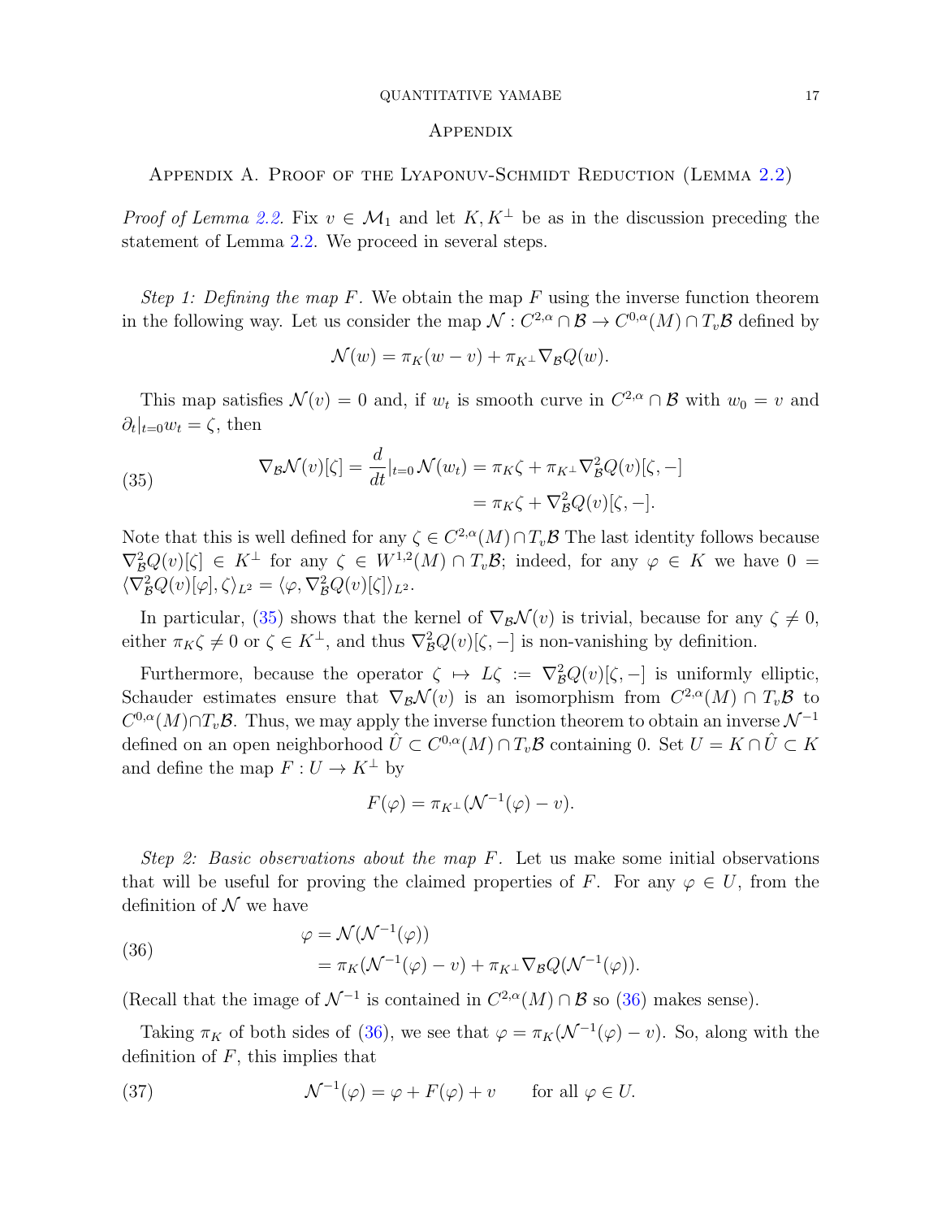# Appendix

## Appendix A. Proof of the Lyaponuv-Schmidt Reduction (Lemma 2.2)

*Proof of Lemma 2.2.* Fix $v \in \mathcal{M}_1$ and let $K, K^\perp$ be as in the discussion preceding the statement of Lemma 2.2. We proceed in several steps.

*Step 1: Defining the map $F$.* We obtain the map $F$ using the inverse function theorem in the following way. Let us consider the map $\mathcal{N} : C^{2,\alpha} \cap \mathcal{B} \to C^{0,\alpha}(M) \cap T_v\mathcal{B}$ defined by

$$\mathcal{N}(w) = \pi_K(w - v) + \pi_{K^\perp} \nabla_{\mathcal{B}} Q(w).$$

This map satisfies $\mathcal{N}(v) = 0$ and, if $w_t$ is smooth curve in $C^{2,\alpha} \cap \mathcal{B}$ with $w_0 = v$ and $\partial_t|_{t=0} w_t = \zeta$, then

$$\begin{aligned} \nabla_{\mathcal{B}} \mathcal{N}(v)[\zeta] = \frac{d}{dt}\Big|_{t=0} \mathcal{N}(w_t) &= \pi_K \zeta + \pi_{K^\perp} \nabla^2_{\mathcal{B}} Q(v)[\zeta, -] \\ &= \pi_K \zeta + \nabla^2_{\mathcal{B}} Q(v)[\zeta, -]. \end{aligned} \tag{35}$$

Note that this is well defined for any $\zeta \in C^{2,\alpha}(M) \cap T_v\mathcal{B}$ The last identity follows because $\nabla^2_{\mathcal{B}} Q(v)[\zeta] \in K^\perp$ for any $\zeta \in W^{1,2}(M) \cap T_v\mathcal{B}$; indeed, for any $\varphi \in K$ we have $0 = \langle \nabla^2_{\mathcal{B}} Q(v)[\varphi], \zeta \rangle_{L^2} = \langle \varphi, \nabla^2_{\mathcal{B}} Q(v)[\zeta] \rangle_{L^2}$.

In particular, (35) shows that the kernel of $\nabla_{\mathcal{B}} \mathcal{N}(v)$ is trivial, because for any $\zeta \neq 0$, either $\pi_K \zeta \neq 0$ or $\zeta \in K^\perp$, and thus $\nabla^2_{\mathcal{B}} Q(v)[\zeta, -]$ is non-vanishing by definition.

Furthermore, because the operator $\zeta \mapsto L\zeta := \nabla^2_{\mathcal{B}} Q(v)[\zeta, -]$ is uniformly elliptic, Schauder estimates ensure that $\nabla_{\mathcal{B}} \mathcal{N}(v)$ is an isomorphism from $C^{2,\alpha}(M) \cap T_v\mathcal{B}$ to $C^{0,\alpha}(M) \cap T_v\mathcal{B}$. Thus, we may apply the inverse function theorem to obtain an inverse $\mathcal{N}^{-1}$ defined on an open neighborhood $\hat{U} \subset C^{0,\alpha}(M) \cap T_v\mathcal{B}$ containing 0. Set $U = K \cap \hat{U} \subset K$ and define the map $F : U \to K^\perp$ by

$$F(\varphi) = \pi_{K^\perp}(\mathcal{N}^{-1}(\varphi) - v).$$

*Step 2: Basic observations about the map $F$.* Let us make some initial observations that will be useful for proving the claimed properties of $F$. For any $\varphi \in U$, from the definition of $\mathcal{N}$ we have

$$\begin{aligned} \varphi &= \mathcal{N}(\mathcal{N}^{-1}(\varphi)) \\ &= \pi_K(\mathcal{N}^{-1}(\varphi) - v) + \pi_{K^\perp} \nabla_{\mathcal{B}} Q(\mathcal{N}^{-1}(\varphi)). \end{aligned} \tag{36}$$

(Recall that the image of $\mathcal{N}^{-1}$ is contained in $C^{2,\alpha}(M) \cap \mathcal{B}$ so (36) makes sense).

Taking $\pi_K$ of both sides of (36), we see that $\varphi = \pi_K(\mathcal{N}^{-1}(\varphi) - v)$. So, along with the definition of $F$, this implies that

$$\mathcal{N}^{-1}(\varphi) = \varphi + F(\varphi) + v \qquad \text{for all } \varphi \in U. \tag{37}$$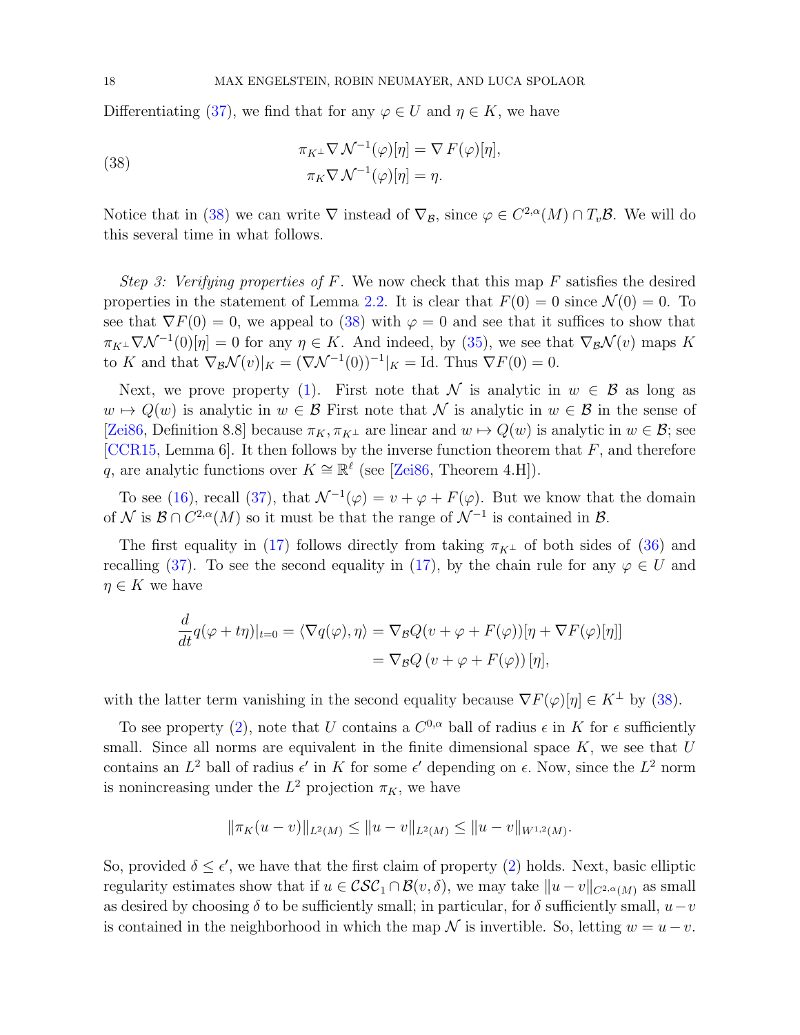Differentiating (37), we find that for any $\varphi \in U$ and $\eta \in K$, we have

$$
\begin{aligned}
\pi_{K^\perp} \nabla \mathcal{N}^{-1}(\varphi)[\eta] &= \nabla F(\varphi)[\eta], \\
\pi_K \nabla \mathcal{N}^{-1}(\varphi)[\eta] &= \eta.
\end{aligned}
\tag{38}
$$

Notice that in (38) we can write $\nabla$ instead of $\nabla_{\mathcal{B}}$, since $\varphi \in C^{2,\alpha}(M) \cap T_v\mathcal{B}$. We will do this several time in what follows.

*Step 3: Verifying properties of $F$.* We now check that this map $F$ satisfies the desired properties in the statement of Lemma 2.2. It is clear that $F(0) = 0$ since $\mathcal{N}(0) = 0$. To see that $\nabla F(0) = 0$, we appeal to (38) with $\varphi = 0$ and see that it suffices to show that $\pi_{K^\perp} \nabla \mathcal{N}^{-1}(0)[\eta] = 0$ for any $\eta \in K$. And indeed, by (35), we see that $\nabla_{\mathcal{B}} \mathcal{N}(v)$ maps $K$ to $K$ and that $\nabla_{\mathcal{B}} \mathcal{N}(v)|_K = (\nabla \mathcal{N}^{-1}(0))^{-1}|_K = \mathrm{Id}$. Thus $\nabla F(0) = 0$.

Next, we prove property (1). First note that $\mathcal{N}$ is analytic in $w \in \mathcal{B}$ as long as $w \mapsto Q(w)$ is analytic in $w \in \mathcal{B}$ First note that $\mathcal{N}$ is analytic in $w \in \mathcal{B}$ in the sense of [Zei86, Definition 8.8] because $\pi_K, \pi_{K^\perp}$ are linear and $w \mapsto Q(w)$ is analytic in $w \in \mathcal{B}$; see [CCR15, Lemma 6]. It then follows by the inverse function theorem that $F$, and therefore $q$, are analytic functions over $K \cong \mathbb{R}^\ell$ (see [Zei86, Theorem 4.H]).

To see (16), recall (37), that $\mathcal{N}^{-1}(\varphi) = v + \varphi + F(\varphi)$. But we know that the domain of $\mathcal{N}$ is $\mathcal{B} \cap C^{2,\alpha}(M)$ so it must be that the range of $\mathcal{N}^{-1}$ is contained in $\mathcal{B}$.

The first equality in (17) follows directly from taking $\pi_{K^\perp}$ of both sides of (36) and recalling (37). To see the second equality in (17), by the chain rule for any $\varphi \in U$ and $\eta \in K$ we have

$$
\begin{aligned}
\frac{d}{dt} q(\varphi + t\eta)|_{t=0} = \langle \nabla q(\varphi), \eta \rangle &= \nabla_{\mathcal{B}} Q(v + \varphi + F(\varphi))[\eta + \nabla F(\varphi)[\eta]] \\
&= \nabla_{\mathcal{B}} Q\left(v + \varphi + F(\varphi)\right)[\eta],
\end{aligned}
$$

with the latter term vanishing in the second equality because $\nabla F(\varphi)[\eta] \in K^\perp$ by (38).

To see property (2), note that $U$ contains a $C^{0,\alpha}$ ball of radius $\epsilon$ in $K$ for $\epsilon$ sufficiently small. Since all norms are equivalent in the finite dimensional space $K$, we see that $U$ contains an $L^2$ ball of radius $\epsilon'$ in $K$ for some $\epsilon'$ depending on $\epsilon$. Now, since the $L^2$ norm is nonincreasing under the $L^2$ projection $\pi_K$, we have

$$
\|\pi_K(u - v)\|_{L^2(M)} \leq \|u - v\|_{L^2(M)} \leq \|u - v\|_{W^{1,2}(M)}.
$$

So, provided $\delta \leq \epsilon'$, we have that the first claim of property (2) holds. Next, basic elliptic regularity estimates show that if $u \in \mathcal{CSC}_1 \cap \mathcal{B}(v, \delta)$, we may take $\|u - v\|_{C^{2,\alpha}(M)}$ as small as desired by choosing $\delta$ to be sufficiently small; in particular, for $\delta$ sufficiently small, $u - v$ is contained in the neighborhood in which the map $\mathcal{N}$ is invertible. So, letting $w = u - v$.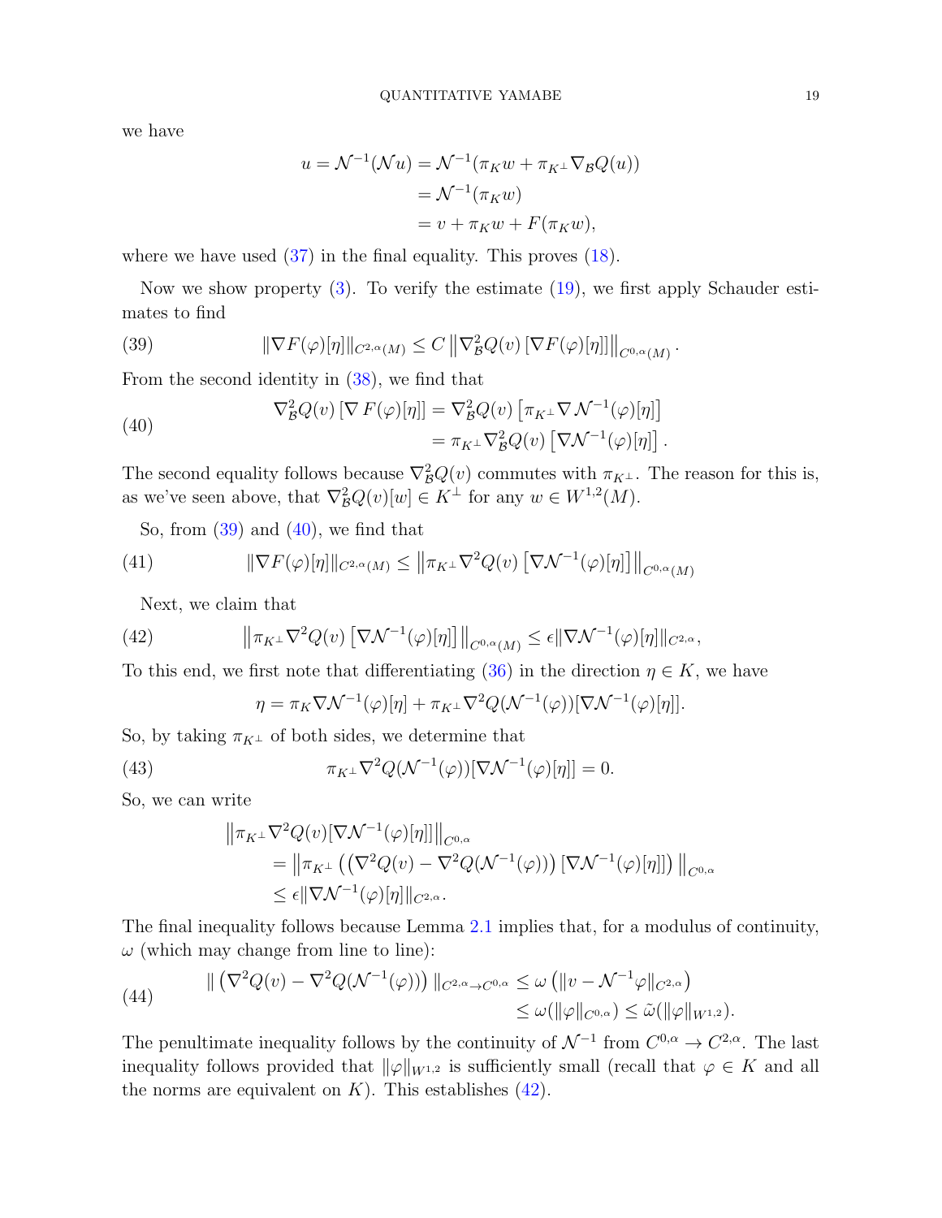we have

$$
\begin{aligned}
u = \mathcal{N}^{-1}(\mathcal{N}u) &= \mathcal{N}^{-1}(\pi_K w + \pi_{K^\perp} \nabla_{\mathcal{B}} Q(u)) \\
&= \mathcal{N}^{-1}(\pi_K w) \\
&= v + \pi_K w + F(\pi_K w),
\end{aligned}
$$

where we have used (37) in the final equality. This proves (18).

Now we show property (3). To verify the estimate (19), we first apply Schauder estimates to find

$$
\|\nabla F(\varphi)[\eta]\|_{C^{2,\alpha}(M)} \le C \left\| \nabla^2_{\mathcal{B}} Q(v) \left[ \nabla F(\varphi)[\eta] \right] \right\|_{C^{0,\alpha}(M)}. \tag{39}
$$

From the second identity in (38), we find that

$$
\begin{aligned}
\nabla^2_{\mathcal{B}} Q(v) \left[ \nabla F(\varphi)[\eta] \right] &= \nabla^2_{\mathcal{B}} Q(v) \left[ \pi_{K^\perp} \nabla \mathcal{N}^{-1}(\varphi)[\eta] \right] \\
&= \pi_{K^\perp} \nabla^2_{\mathcal{B}} Q(v) \left[ \nabla \mathcal{N}^{-1}(\varphi)[\eta] \right].
\end{aligned} \tag{40}
$$

The second equality follows because $\nabla^2_{\mathcal{B}} Q(v)$ commutes with $\pi_{K^\perp}$. The reason for this is, as we've seen above, that $\nabla^2_{\mathcal{B}} Q(v)[w] \in K^\perp$ for any $w \in W^{1,2}(M)$.

So, from (39) and (40), we find that

$$
\|\nabla F(\varphi)[\eta]\|_{C^{2,\alpha}(M)} \le \left\| \pi_{K^\perp} \nabla^2 Q(v) \left[ \nabla \mathcal{N}^{-1}(\varphi)[\eta] \right] \right\|_{C^{0,\alpha}(M)} \tag{41}
$$

Next, we claim that

$$
\left\| \pi_{K^\perp} \nabla^2 Q(v) \left[ \nabla \mathcal{N}^{-1}(\varphi)[\eta] \right] \right\|_{C^{0,\alpha}(M)} \le \epsilon \|\nabla \mathcal{N}^{-1}(\varphi)[\eta]\|_{C^{2,\alpha}}, \tag{42}
$$

To this end, we first note that differentiating (36) in the direction $\eta \in K$, we have

$$
\eta = \pi_K \nabla \mathcal{N}^{-1}(\varphi)[\eta] + \pi_{K^\perp} \nabla^2 Q(\mathcal{N}^{-1}(\varphi))[\nabla \mathcal{N}^{-1}(\varphi)[\eta]].
$$

So, by taking $\pi_{K^\perp}$ of both sides, we determine that

$$
\pi_{K^\perp} \nabla^2 Q(\mathcal{N}^{-1}(\varphi))[\nabla \mathcal{N}^{-1}(\varphi)[\eta]] = 0. \tag{43}
$$

So, we can write

$$
\begin{aligned}
&\left\| \pi_{K^\perp} \nabla^2 Q(v)[\nabla \mathcal{N}^{-1}(\varphi)[\eta]] \right\|_{C^{0,\alpha}} \\
&= \left\| \pi_{K^\perp} \left( \left( \nabla^2 Q(v) - \nabla^2 Q(\mathcal{N}^{-1}(\varphi)) \right) [\nabla \mathcal{N}^{-1}(\varphi)[\eta]] \right) \right\|_{C^{0,\alpha}} \\
&\le \epsilon \|\nabla \mathcal{N}^{-1}(\varphi)[\eta]\|_{C^{2,\alpha}}.
\end{aligned}
$$

The final inequality follows because Lemma 2.1 implies that, for a modulus of continuity, $\omega$ (which may change from line to line):

$$
\begin{aligned}
\| \left( \nabla^2 Q(v) - \nabla^2 Q(\mathcal{N}^{-1}(\varphi)) \right) \|_{C^{2,\alpha} \to C^{0,\alpha}} &\le \omega \left( \|v - \mathcal{N}^{-1}\varphi\|_{C^{2,\alpha}} \right) \\
&\le \omega(\|\varphi\|_{C^{0,\alpha}}) \le \tilde{\omega}(\|\varphi\|_{W^{1,2}}).
\end{aligned} \tag{44}
$$

The penultimate inequality follows by the continuity of $\mathcal{N}^{-1}$ from $C^{0,\alpha} \to C^{2,\alpha}$. The last inequality follows provided that $\|\varphi\|_{W^{1,2}}$ is sufficiently small (recall that $\varphi \in K$ and all the norms are equivalent on $K$). This establishes (42).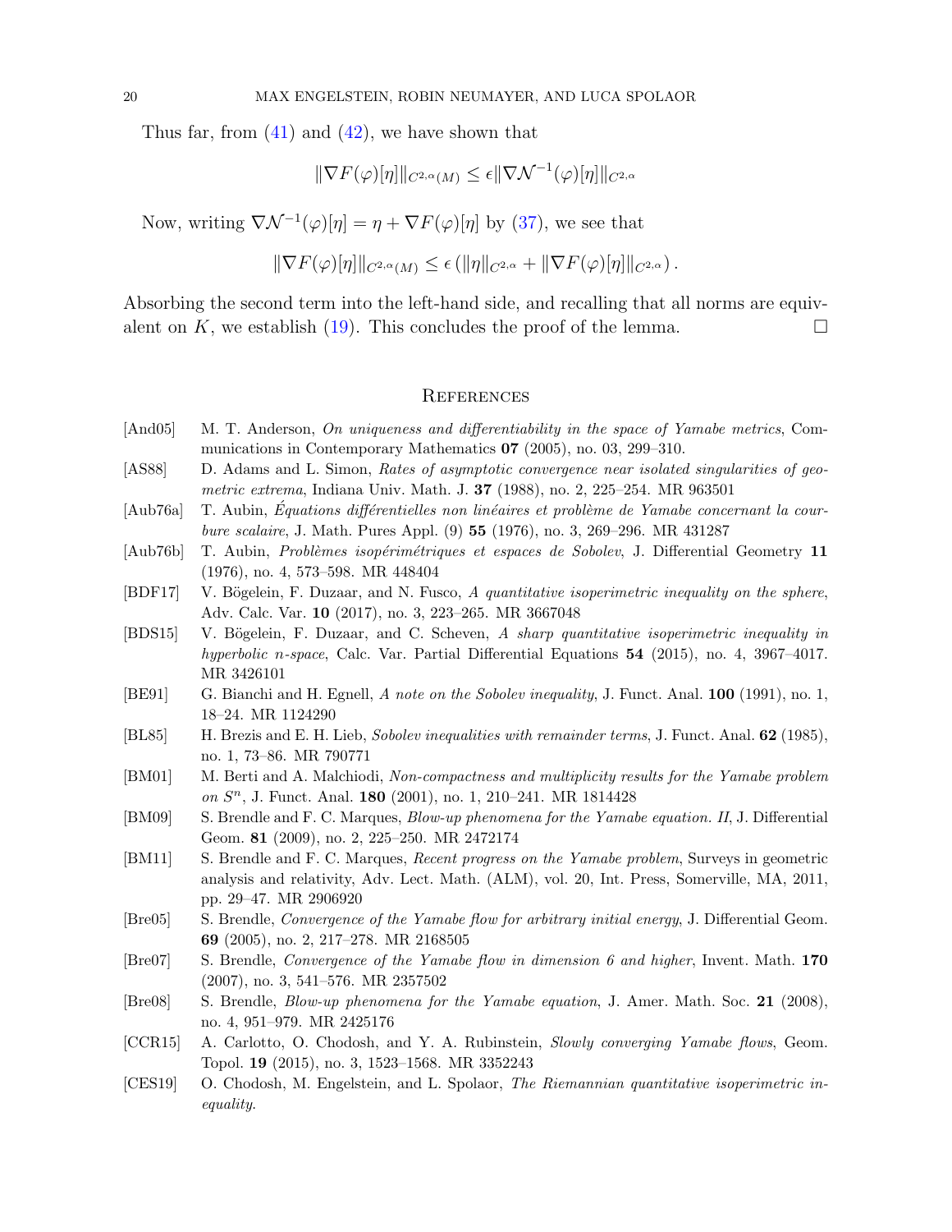Thus far, from (41) and (42), we have shown that

$$\|\nabla F(\varphi)[\eta]\|_{C^{2,\alpha}(M)} \leq \epsilon \|\nabla \mathcal{N}^{-1}(\varphi)[\eta]\|_{C^{2,\alpha}}$$

Now, writing $\nabla \mathcal{N}^{-1}(\varphi)[\eta] = \eta + \nabla F(\varphi)[\eta]$ by (37), we see that

$$\|\nabla F(\varphi)[\eta]\|_{C^{2,\alpha}(M)} \leq \epsilon \left(\|\eta\|_{C^{2,\alpha}} + \|\nabla F(\varphi)[\eta]\|_{C^{2,\alpha}}\right).$$

Absorbing the second term into the left-hand side, and recalling that all norms are equivalent on $K$, we establish (19). This concludes the proof of the lemma. $\square$

## References

- [And05] M. T. Anderson, *On uniqueness and differentiability in the space of Yamabe metrics*, Communications in Contemporary Mathematics **07** (2005), no. 03, 299–310.
- [AS88] D. Adams and L. Simon, *Rates of asymptotic convergence near isolated singularities of geometric extrema*, Indiana Univ. Math. J. **37** (1988), no. 2, 225–254. MR 963501
- [Aub76a] T. Aubin, *Équations différentielles non linéaires et problème de Yamabe concernant la courbure scalaire*, J. Math. Pures Appl. (9) **55** (1976), no. 3, 269–296. MR 431287
- [Aub76b] T. Aubin, *Problèmes isopérimétriques et espaces de Sobolev*, J. Differential Geometry **11** (1976), no. 4, 573–598. MR 448404
- [BDF17] V. Bögelein, F. Duzaar, and N. Fusco, *A quantitative isoperimetric inequality on the sphere*, Adv. Calc. Var. **10** (2017), no. 3, 223–265. MR 3667048
- [BDS15] V. Bögelein, F. Duzaar, and C. Scheven, *A sharp quantitative isoperimetric inequality in hyperbolic n-space*, Calc. Var. Partial Differential Equations **54** (2015), no. 4, 3967–4017. MR 3426101
- [BE91] G. Bianchi and H. Egnell, *A note on the Sobolev inequality*, J. Funct. Anal. **100** (1991), no. 1, 18–24. MR 1124290
- [BL85] H. Brezis and E. H. Lieb, *Sobolev inequalities with remainder terms*, J. Funct. Anal. **62** (1985), no. 1, 73–86. MR 790771
- [BM01] M. Berti and A. Malchiodi, *Non-compactness and multiplicity results for the Yamabe problem on $S^n$*, J. Funct. Anal. **180** (2001), no. 1, 210–241. MR 1814428
- [BM09] S. Brendle and F. C. Marques, *Blow-up phenomena for the Yamabe equation. II*, J. Differential Geom. **81** (2009), no. 2, 225–250. MR 2472174
- [BM11] S. Brendle and F. C. Marques, *Recent progress on the Yamabe problem*, Surveys in geometric analysis and relativity, Adv. Lect. Math. (ALM), vol. 20, Int. Press, Somerville, MA, 2011, pp. 29–47. MR 2906920
- [Bre05] S. Brendle, *Convergence of the Yamabe flow for arbitrary initial energy*, J. Differential Geom. **69** (2005), no. 2, 217–278. MR 2168505
- [Bre07] S. Brendle, *Convergence of the Yamabe flow in dimension 6 and higher*, Invent. Math. **170** (2007), no. 3, 541–576. MR 2357502
- [Bre08] S. Brendle, *Blow-up phenomena for the Yamabe equation*, J. Amer. Math. Soc. **21** (2008), no. 4, 951–979. MR 2425176
- [CCR15] A. Carlotto, O. Chodosh, and Y. A. Rubinstein, *Slowly converging Yamabe flows*, Geom. Topol. **19** (2015), no. 3, 1523–1568. MR 3352243
- [CES19] O. Chodosh, M. Engelstein, and L. Spolaor, *The Riemannian quantitative isoperimetric inequality*.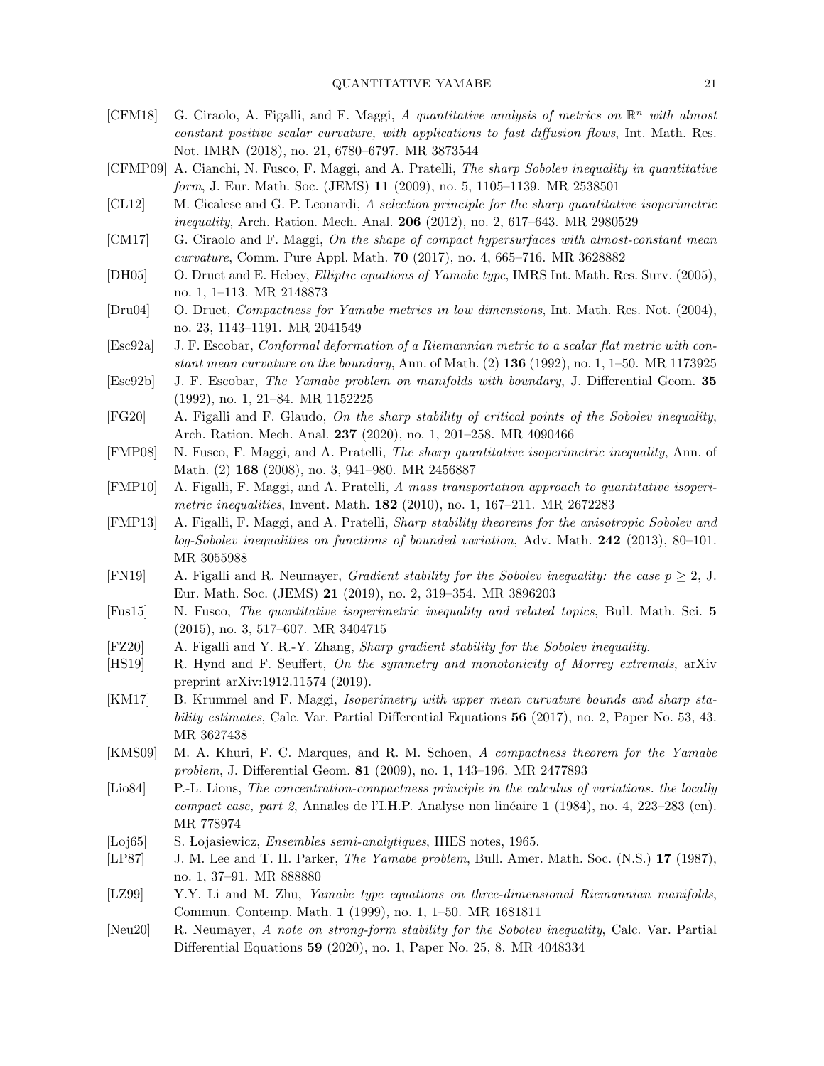- [CFM18] G. Ciraolo, A. Figalli, and F. Maggi, *A quantitative analysis of metrics on $\mathbb{R}^n$ with almost constant positive scalar curvature, with applications to fast diffusion flows*, Int. Math. Res. Not. IMRN (2018), no. 21, 6780–6797. MR 3873544
- [CFMP09] A. Cianchi, N. Fusco, F. Maggi, and A. Pratelli, *The sharp Sobolev inequality in quantitative form*, J. Eur. Math. Soc. (JEMS) **11** (2009), no. 5, 1105–1139. MR 2538501
- [CL12] M. Cicalese and G. P. Leonardi, *A selection principle for the sharp quantitative isoperimetric inequality*, Arch. Ration. Mech. Anal. **206** (2012), no. 2, 617–643. MR 2980529
- [CM17] G. Ciraolo and F. Maggi, *On the shape of compact hypersurfaces with almost-constant mean curvature*, Comm. Pure Appl. Math. **70** (2017), no. 4, 665–716. MR 3628882
- [DH05] O. Druet and E. Hebey, *Elliptic equations of Yamabe type*, IMRS Int. Math. Res. Surv. (2005), no. 1, 1–113. MR 2148873
- [Dru04] O. Druet, *Compactness for Yamabe metrics in low dimensions*, Int. Math. Res. Not. (2004), no. 23, 1143–1191. MR 2041549
- [Esc92a] J. F. Escobar, *Conformal deformation of a Riemannian metric to a scalar flat metric with constant mean curvature on the boundary*, Ann. of Math. (2) **136** (1992), no. 1, 1–50. MR 1173925
- [Esc92b] J. F. Escobar, *The Yamabe problem on manifolds with boundary*, J. Differential Geom. **35** (1992), no. 1, 21–84. MR 1152225
- [FG20] A. Figalli and F. Glaudo, *On the sharp stability of critical points of the Sobolev inequality*, Arch. Ration. Mech. Anal. **237** (2020), no. 1, 201–258. MR 4090466
- [FMP08] N. Fusco, F. Maggi, and A. Pratelli, *The sharp quantitative isoperimetric inequality*, Ann. of Math. (2) **168** (2008), no. 3, 941–980. MR 2456887
- [FMP10] A. Figalli, F. Maggi, and A. Pratelli, *A mass transportation approach to quantitative isoperimetric inequalities*, Invent. Math. **182** (2010), no. 1, 167–211. MR 2672283
- [FMP13] A. Figalli, F. Maggi, and A. Pratelli, *Sharp stability theorems for the anisotropic Sobolev and log-Sobolev inequalities on functions of bounded variation*, Adv. Math. **242** (2013), 80–101. MR 3055988
- [FN19] A. Figalli and R. Neumayer, *Gradient stability for the Sobolev inequality: the case $p \geq 2$*, J. Eur. Math. Soc. (JEMS) **21** (2019), no. 2, 319–354. MR 3896203
- [Fus15] N. Fusco, *The quantitative isoperimetric inequality and related topics*, Bull. Math. Sci. **5** (2015), no. 3, 517–607. MR 3404715
- [FZ20] A. Figalli and Y. R.-Y. Zhang, *Sharp gradient stability for the Sobolev inequality.*
- [HS19] R. Hynd and F. Seuffert, *On the symmetry and monotonicity of Morrey extremals*, arXiv preprint arXiv:1912.11574 (2019).
- [KM17] B. Krummel and F. Maggi, *Isoperimetry with upper mean curvature bounds and sharp stability estimates*, Calc. Var. Partial Differential Equations **56** (2017), no. 2, Paper No. 53, 43. MR 3627438
- [KMS09] M. A. Khuri, F. C. Marques, and R. M. Schoen, *A compactness theorem for the Yamabe problem*, J. Differential Geom. **81** (2009), no. 1, 143–196. MR 2477893
- [Lio84] P.-L. Lions, *The concentration-compactness principle in the calculus of variations. the locally compact case, part 2*, Annales de l'I.H.P. Analyse non linéaire **1** (1984), no. 4, 223–283 (en). MR 778974
- [Łoj65] S. Łojasiewicz, *Ensembles semi-analytiques*, IHES notes, 1965.
- [LP87] J. M. Lee and T. H. Parker, *The Yamabe problem*, Bull. Amer. Math. Soc. (N.S.) **17** (1987), no. 1, 37–91. MR 888880
- [LZ99] Y.Y. Li and M. Zhu, *Yamabe type equations on three-dimensional Riemannian manifolds*, Commun. Contemp. Math. **1** (1999), no. 1, 1–50. MR 1681811
- [Neu20] R. Neumayer, *A note on strong-form stability for the Sobolev inequality*, Calc. Var. Partial Differential Equations **59** (2020), no. 1, Paper No. 25, 8. MR 4048334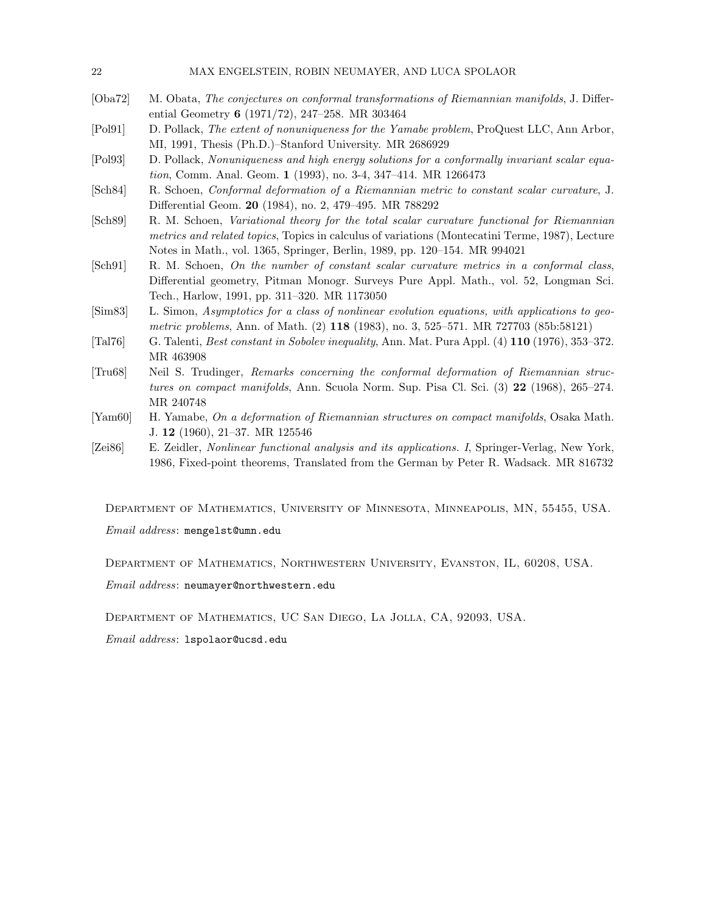- [Oba72] M. Obata, *The conjectures on conformal transformations of Riemannian manifolds*, J. Differential Geometry **6** (1971/72), 247–258. MR 303464
- [Pol91] D. Pollack, *The extent of nonuniqueness for the Yamabe problem*, ProQuest LLC, Ann Arbor, MI, 1991, Thesis (Ph.D.)–Stanford University. MR 2686929
- [Pol93] D. Pollack, *Nonuniqueness and high energy solutions for a conformally invariant scalar equation*, Comm. Anal. Geom. **1** (1993), no. 3-4, 347–414. MR 1266473
- [Sch84] R. Schoen, *Conformal deformation of a Riemannian metric to constant scalar curvature*, J. Differential Geom. **20** (1984), no. 2, 479–495. MR 788292
- [Sch89] R. M. Schoen, *Variational theory for the total scalar curvature functional for Riemannian metrics and related topics*, Topics in calculus of variations (Montecatini Terme, 1987), Lecture Notes in Math., vol. 1365, Springer, Berlin, 1989, pp. 120–154. MR 994021
- [Sch91] R. M. Schoen, *On the number of constant scalar curvature metrics in a conformal class*, Differential geometry, Pitman Monogr. Surveys Pure Appl. Math., vol. 52, Longman Sci. Tech., Harlow, 1991, pp. 311–320. MR 1173050
- [Sim83] L. Simon, *Asymptotics for a class of nonlinear evolution equations, with applications to geometric problems*, Ann. of Math. (2) **118** (1983), no. 3, 525–571. MR 727703 (85b:58121)
- [Tal76] G. Talenti, *Best constant in Sobolev inequality*, Ann. Mat. Pura Appl. (4) **110** (1976), 353–372. MR 463908
- [Tru68] Neil S. Trudinger, *Remarks concerning the conformal deformation of Riemannian structures on compact manifolds*, Ann. Scuola Norm. Sup. Pisa Cl. Sci. (3) **22** (1968), 265–274. MR 240748
- [Yam60] H. Yamabe, *On a deformation of Riemannian structures on compact manifolds*, Osaka Math. J. **12** (1960), 21–37. MR 125546
- [Zei86] E. Zeidler, *Nonlinear functional analysis and its applications. I*, Springer-Verlag, New York, 1986, Fixed-point theorems, Translated from the German by Peter R. Wadsack. MR 816732

Department of Mathematics, University of Minnesota, Minneapolis, MN, 55455, USA.

*Email address*: mengelst@umn.edu

Department of Mathematics, Northwestern University, Evanston, IL, 60208, USA.

*Email address*: neumayer@northwestern.edu

Department of Mathematics, UC San Diego, La Jolla, CA, 92093, USA.

*Email address*: lspolaor@ucsd.edu